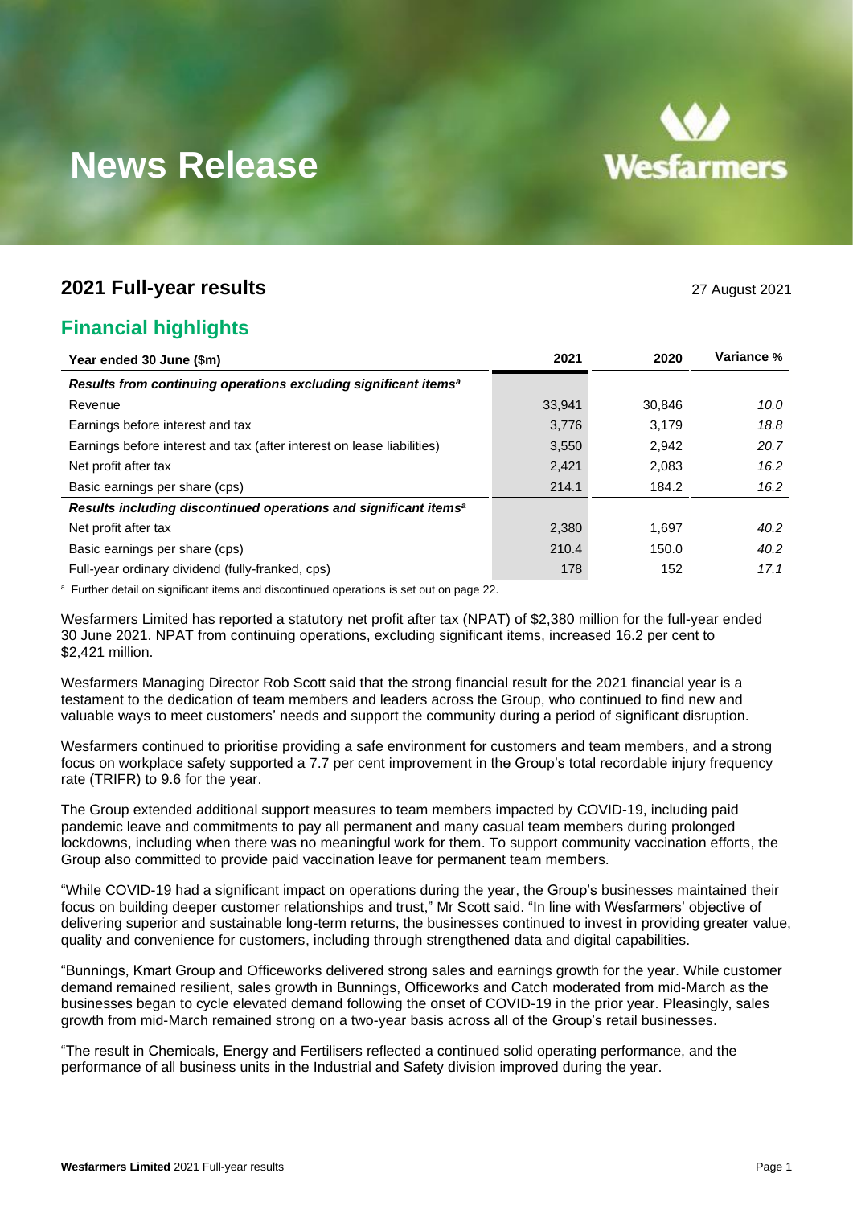# News Release

## 2021 Full-year results

27 August 2021

## Financial highlights

| Year ended 30 June ($m) | 2021 | 2020 | Variance % |
|---|---|---|---|
| ***Results from continuing operations excluding significant items[a]*** | | | |
| Revenue | 33,941 | 30,846 | *10.0* |
| Earnings before interest and tax | 3,776 | 3,179 | *18.8* |
| Earnings before interest and tax (after interest on lease liabilities) | 3,550 | 2,942 | *20.7* |
| Net profit after tax | 2,421 | 2,083 | *16.2* |
| Basic earnings per share (cps) | 214.1 | 184.2 | *16.2* |
| ***Results including discontinued operations and significant items[a]*** | | | |
| Net profit after tax | 2,380 | 1,697 | *40.2* |
| Basic earnings per share (cps) | 210.4 | 150.0 | *40.2* |
| Full-year ordinary dividend (fully-franked, cps) | 178 | 152 | *17.1* |

[a] Further detail on significant items and discontinued operations is set out on page 22.

Wesfarmers Limited has reported a statutory net profit after tax (NPAT) of $2,380 million for the full-year ended 30 June 2021. NPAT from continuing operations, excluding significant items, increased 16.2 per cent to $2,421 million.

Wesfarmers Managing Director Rob Scott said that the strong financial result for the 2021 financial year is a testament to the dedication of team members and leaders across the Group, who continued to find new and valuable ways to meet customers' needs and support the community during a period of significant disruption.

Wesfarmers continued to prioritise providing a safe environment for customers and team members, and a strong focus on workplace safety supported a 7.7 per cent improvement in the Group's total recordable injury frequency rate (TRIFR) to 9.6 for the year.

The Group extended additional support measures to team members impacted by COVID-19, including paid pandemic leave and commitments to pay all permanent and many casual team members during prolonged lockdowns, including when there was no meaningful work for them. To support community vaccination efforts, the Group also committed to provide paid vaccination leave for permanent team members.

"While COVID-19 had a significant impact on operations during the year, the Group's businesses maintained their focus on building deeper customer relationships and trust," Mr Scott said. "In line with Wesfarmers' objective of delivering superior and sustainable long-term returns, the businesses continued to invest in providing greater value, quality and convenience for customers, including through strengthened data and digital capabilities.

"Bunnings, Kmart Group and Officeworks delivered strong sales and earnings growth for the year. While customer demand remained resilient, sales growth in Bunnings, Officeworks and Catch moderated from mid-March as the businesses began to cycle elevated demand following the onset of COVID-19 in the prior year. Pleasingly, sales growth from mid-March remained strong on a two-year basis across all of the Group's retail businesses.

"The result in Chemicals, Energy and Fertilisers reflected a continued solid operating performance, and the performance of all business units in the Industrial and Safety division improved during the year.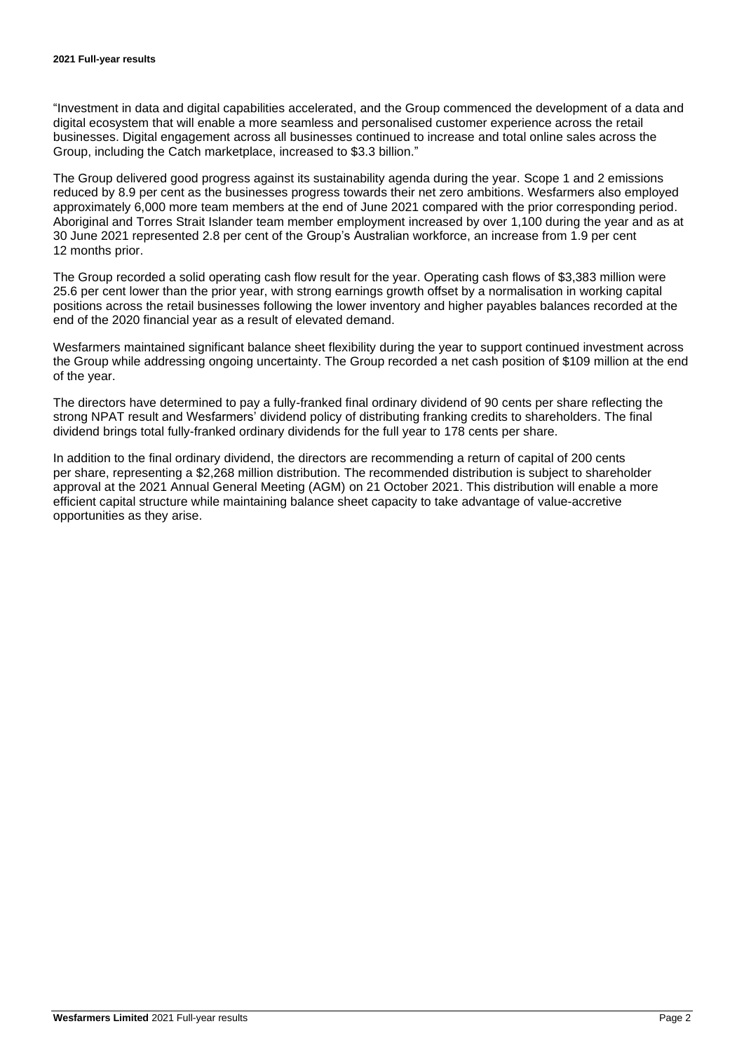"Investment in data and digital capabilities accelerated, and the Group commenced the development of a data and digital ecosystem that will enable a more seamless and personalised customer experience across the retail businesses. Digital engagement across all businesses continued to increase and total online sales across the Group, including the Catch marketplace, increased to $3.3 billion."

The Group delivered good progress against its sustainability agenda during the year. Scope 1 and 2 emissions reduced by 8.9 per cent as the businesses progress towards their net zero ambitions. Wesfarmers also employed approximately 6,000 more team members at the end of June 2021 compared with the prior corresponding period. Aboriginal and Torres Strait Islander team member employment increased by over 1,100 during the year and as at 30 June 2021 represented 2.8 per cent of the Group's Australian workforce, an increase from 1.9 per cent 12 months prior.

The Group recorded a solid operating cash flow result for the year. Operating cash flows of $3,383 million were 25.6 per cent lower than the prior year, with strong earnings growth offset by a normalisation in working capital positions across the retail businesses following the lower inventory and higher payables balances recorded at the end of the 2020 financial year as a result of elevated demand.

Wesfarmers maintained significant balance sheet flexibility during the year to support continued investment across the Group while addressing ongoing uncertainty. The Group recorded a net cash position of $109 million at the end of the year.

The directors have determined to pay a fully-franked final ordinary dividend of 90 cents per share reflecting the strong NPAT result and Wesfarmers' dividend policy of distributing franking credits to shareholders. The final dividend brings total fully-franked ordinary dividends for the full year to 178 cents per share.

In addition to the final ordinary dividend, the directors are recommending a return of capital of 200 cents per share, representing a $2,268 million distribution. The recommended distribution is subject to shareholder approval at the 2021 Annual General Meeting (AGM) on 21 October 2021. This distribution will enable a more efficient capital structure while maintaining balance sheet capacity to take advantage of value-accretive opportunities as they arise.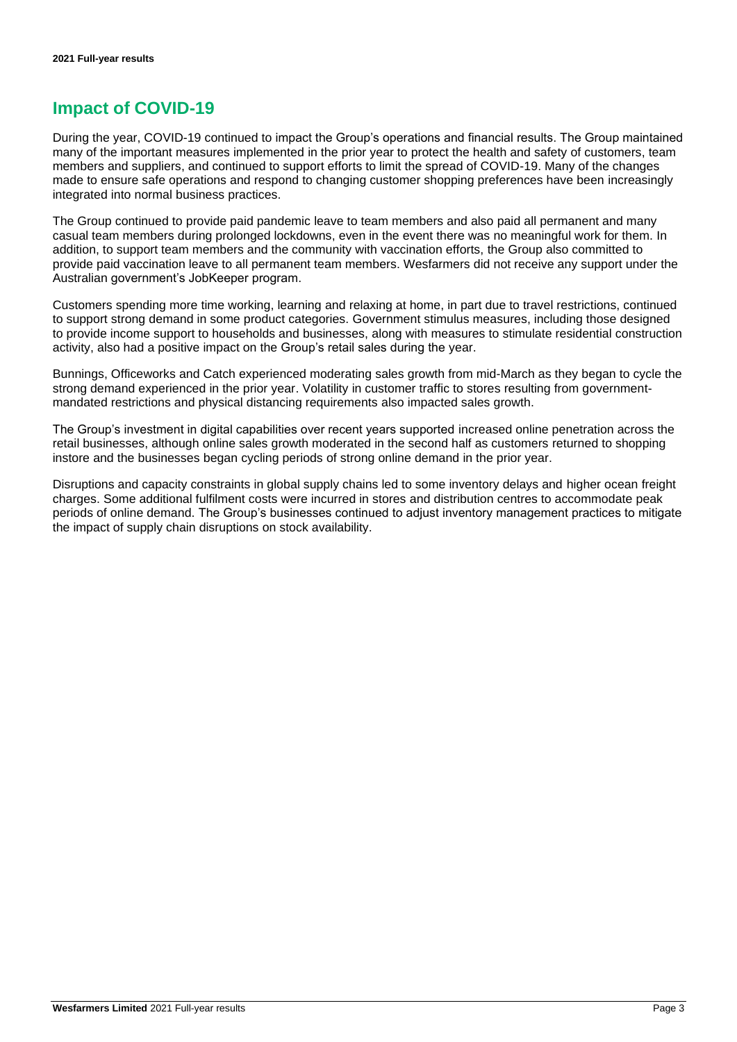# Impact of COVID-19

During the year, COVID-19 continued to impact the Group's operations and financial results. The Group maintained many of the important measures implemented in the prior year to protect the health and safety of customers, team members and suppliers, and continued to support efforts to limit the spread of COVID-19. Many of the changes made to ensure safe operations and respond to changing customer shopping preferences have been increasingly integrated into normal business practices.

The Group continued to provide paid pandemic leave to team members and also paid all permanent and many casual team members during prolonged lockdowns, even in the event there was no meaningful work for them. In addition, to support team members and the community with vaccination efforts, the Group also committed to provide paid vaccination leave to all permanent team members. Wesfarmers did not receive any support under the Australian government's JobKeeper program.

Customers spending more time working, learning and relaxing at home, in part due to travel restrictions, continued to support strong demand in some product categories. Government stimulus measures, including those designed to provide income support to households and businesses, along with measures to stimulate residential construction activity, also had a positive impact on the Group's retail sales during the year.

Bunnings, Officeworks and Catch experienced moderating sales growth from mid-March as they began to cycle the strong demand experienced in the prior year. Volatility in customer traffic to stores resulting from government-mandated restrictions and physical distancing requirements also impacted sales growth.

The Group's investment in digital capabilities over recent years supported increased online penetration across the retail businesses, although online sales growth moderated in the second half as customers returned to shopping instore and the businesses began cycling periods of strong online demand in the prior year.

Disruptions and capacity constraints in global supply chains led to some inventory delays and higher ocean freight charges. Some additional fulfilment costs were incurred in stores and distribution centres to accommodate peak periods of online demand. The Group's businesses continued to adjust inventory management practices to mitigate the impact of supply chain disruptions on stock availability.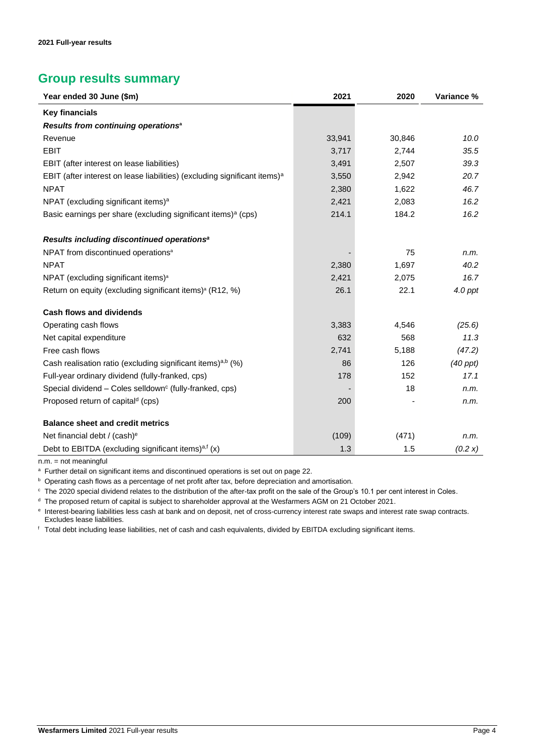## Group results summary

| Year ended 30 June ($m) | 2021 | 2020 | Variance % |
|---|---|---|---|
| **Key financials** | | | |
| ***Results from continuing operations***[a] | | | |
| Revenue | 33,941 | 30,846 | *10.0* |
| EBIT | 3,717 | 2,744 | *35.5* |
| EBIT (after interest on lease liabilities) | 3,491 | 2,507 | *39.3* |
| EBIT (after interest on lease liabilities) (excluding significant items)[a] | 3,550 | 2,942 | *20.7* |
| NPAT | 2,380 | 1,622 | *46.7* |
| NPAT (excluding significant items)[a] | 2,421 | 2,083 | *16.2* |
| Basic earnings per share (excluding significant items)[a] (cps) | 214.1 | 184.2 | *16.2* |
| | | | |
| ***Results including discontinued operations***[a] | | | |
| NPAT from discontinued operations[a] | - | 75 | *n.m.* |
| NPAT | 2,380 | 1,697 | *40.2* |
| NPAT (excluding significant items)[a] | 2,421 | 2,075 | *16.7* |
| Return on equity (excluding significant items)[a] (R12, %) | 26.1 | 22.1 | *4.0 ppt* |
| | | | |
| **Cash flows and dividends** | | | |
| Operating cash flows | 3,383 | 4,546 | *(25.6)* |
| Net capital expenditure | 632 | 568 | *11.3* |
| Free cash flows | 2,741 | 5,188 | *(47.2)* |
| Cash realisation ratio (excluding significant items)[a,b] (%) | 86 | 126 | *(40 ppt)* |
| Full-year ordinary dividend (fully-franked, cps) | 178 | 152 | *17.1* |
| Special dividend – Coles selldown[c] (fully-franked, cps) | - | 18 | *n.m.* |
| Proposed return of capital[d] (cps) | 200 | - | *n.m.* |
| | | | |
| **Balance sheet and credit metrics** | | | |
| Net financial debt / (cash)[e] | (109) | (471) | *n.m.* |
| Debt to EBITDA (excluding significant items)[a,f] (x) | 1.3 | 1.5 | *(0.2 x)* |

n.m. = not meaningful

[a] Further detail on significant items and discontinued operations is set out on page 22.

[b] Operating cash flows as a percentage of net profit after tax, before depreciation and amortisation.

[c] The 2020 special dividend relates to the distribution of the after-tax profit on the sale of the Group's 10.1 per cent interest in Coles.

[d] The proposed return of capital is subject to shareholder approval at the Wesfarmers AGM on 21 October 2021.

[e] Interest-bearing liabilities less cash at bank and on deposit, net of cross-currency interest rate swaps and interest rate swap contracts. Excludes lease liabilities.

[f] Total debt including lease liabilities, net of cash and cash equivalents, divided by EBITDA excluding significant items.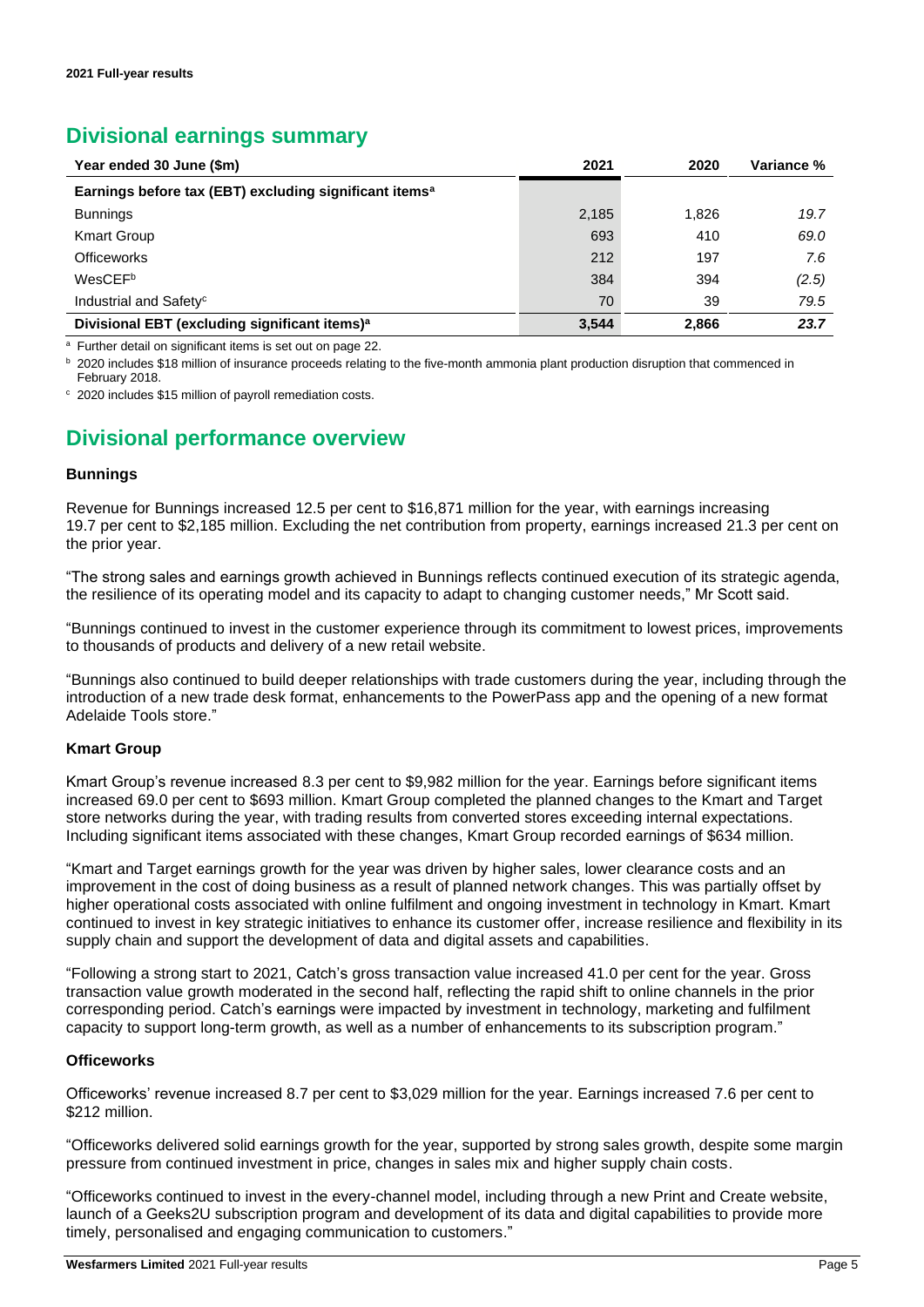## Divisional earnings summary

| Year ended 30 June ($m) | 2021 | 2020 | Variance % |
|---|---|---|---|
| **Earnings before tax (EBT) excluding significant items[a]** | | | |
| Bunnings | 2,185 | 1,826 | *19.7* |
| Kmart Group | 693 | 410 | *69.0* |
| Officeworks | 212 | 197 | *7.6* |
| WesCEF[b] | 384 | 394 | *(2.5)* |
| Industrial and Safety[c] | 70 | 39 | *79.5* |
| **Divisional EBT (excluding significant items)[a]** | **3,544** | **2,866** | ***23.7*** |

[a] Further detail on significant items is set out on page 22.

[b] 2020 includes $18 million of insurance proceeds relating to the five-month ammonia plant production disruption that commenced in February 2018.

[c] 2020 includes $15 million of payroll remediation costs.

## Divisional performance overview

### Bunnings

Revenue for Bunnings increased 12.5 per cent to $16,871 million for the year, with earnings increasing 19.7 per cent to $2,185 million. Excluding the net contribution from property, earnings increased 21.3 per cent on the prior year.

"The strong sales and earnings growth achieved in Bunnings reflects continued execution of its strategic agenda, the resilience of its operating model and its capacity to adapt to changing customer needs," Mr Scott said.

"Bunnings continued to invest in the customer experience through its commitment to lowest prices, improvements to thousands of products and delivery of a new retail website.

"Bunnings also continued to build deeper relationships with trade customers during the year, including through the introduction of a new trade desk format, enhancements to the PowerPass app and the opening of a new format Adelaide Tools store."

### Kmart Group

Kmart Group's revenue increased 8.3 per cent to $9,982 million for the year. Earnings before significant items increased 69.0 per cent to $693 million. Kmart Group completed the planned changes to the Kmart and Target store networks during the year, with trading results from converted stores exceeding internal expectations. Including significant items associated with these changes, Kmart Group recorded earnings of $634 million.

"Kmart and Target earnings growth for the year was driven by higher sales, lower clearance costs and an improvement in the cost of doing business as a result of planned network changes. This was partially offset by higher operational costs associated with online fulfilment and ongoing investment in technology in Kmart. Kmart continued to invest in key strategic initiatives to enhance its customer offer, increase resilience and flexibility in its supply chain and support the development of data and digital assets and capabilities.

"Following a strong start to 2021, Catch's gross transaction value increased 41.0 per cent for the year. Gross transaction value growth moderated in the second half, reflecting the rapid shift to online channels in the prior corresponding period. Catch's earnings were impacted by investment in technology, marketing and fulfilment capacity to support long-term growth, as well as a number of enhancements to its subscription program."

### Officeworks

Officeworks' revenue increased 8.7 per cent to $3,029 million for the year. Earnings increased 7.6 per cent to $212 million.

"Officeworks delivered solid earnings growth for the year, supported by strong sales growth, despite some margin pressure from continued investment in price, changes in sales mix and higher supply chain costs.

"Officeworks continued to invest in the every-channel model, including through a new Print and Create website, launch of a Geeks2U subscription program and development of its data and digital capabilities to provide more timely, personalised and engaging communication to customers."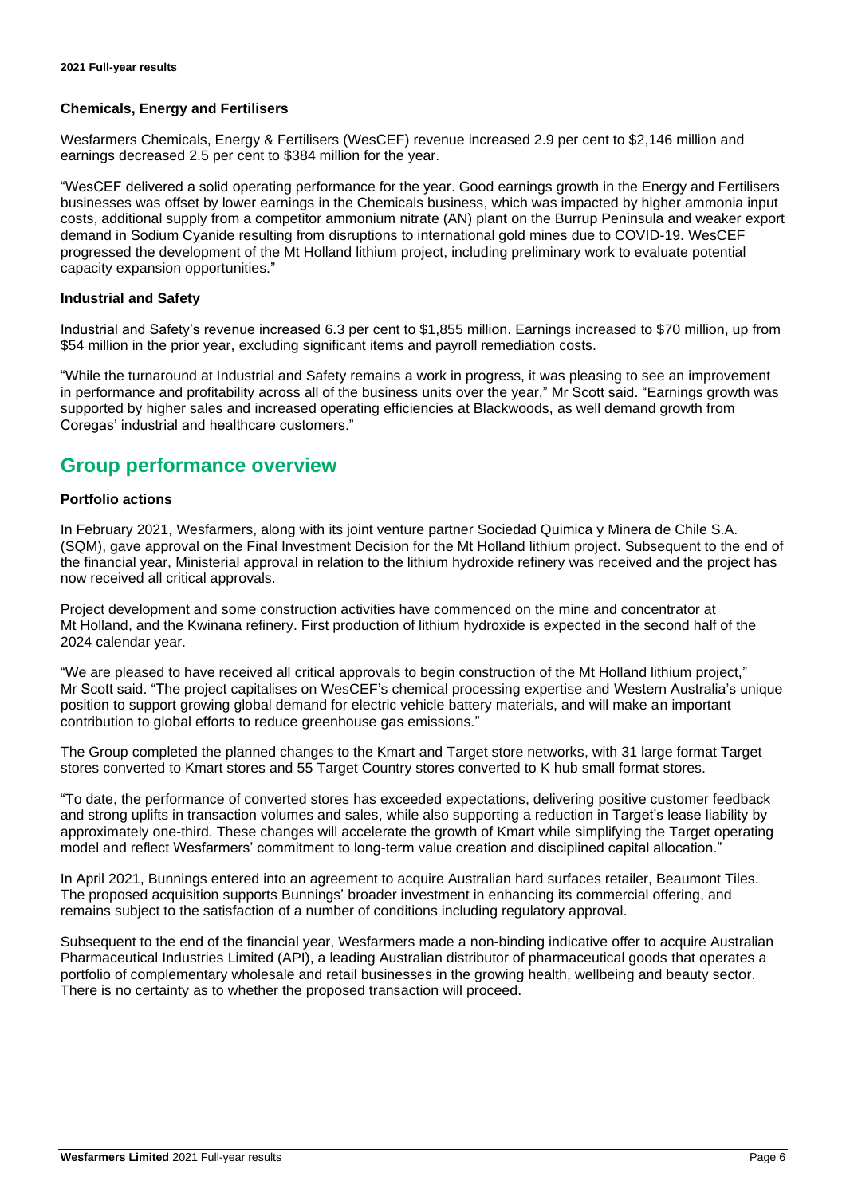### Chemicals, Energy and Fertilisers

Wesfarmers Chemicals, Energy & Fertilisers (WesCEF) revenue increased 2.9 per cent to $2,146 million and earnings decreased 2.5 per cent to $384 million for the year.

"WesCEF delivered a solid operating performance for the year. Good earnings growth in the Energy and Fertilisers businesses was offset by lower earnings in the Chemicals business, which was impacted by higher ammonia input costs, additional supply from a competitor ammonium nitrate (AN) plant on the Burrup Peninsula and weaker export demand in Sodium Cyanide resulting from disruptions to international gold mines due to COVID-19. WesCEF progressed the development of the Mt Holland lithium project, including preliminary work to evaluate potential capacity expansion opportunities."

### Industrial and Safety

Industrial and Safety's revenue increased 6.3 per cent to $1,855 million. Earnings increased to $70 million, up from $54 million in the prior year, excluding significant items and payroll remediation costs.

"While the turnaround at Industrial and Safety remains a work in progress, it was pleasing to see an improvement in performance and profitability across all of the business units over the year," Mr Scott said. "Earnings growth was supported by higher sales and increased operating efficiencies at Blackwoods, as well demand growth from Coregas' industrial and healthcare customers."

## Group performance overview

### Portfolio actions

In February 2021, Wesfarmers, along with its joint venture partner Sociedad Quimica y Minera de Chile S.A. (SQM), gave approval on the Final Investment Decision for the Mt Holland lithium project. Subsequent to the end of the financial year, Ministerial approval in relation to the lithium hydroxide refinery was received and the project has now received all critical approvals.

Project development and some construction activities have commenced on the mine and concentrator at Mt Holland, and the Kwinana refinery. First production of lithium hydroxide is expected in the second half of the 2024 calendar year.

"We are pleased to have received all critical approvals to begin construction of the Mt Holland lithium project," Mr Scott said. "The project capitalises on WesCEF's chemical processing expertise and Western Australia's unique position to support growing global demand for electric vehicle battery materials, and will make an important contribution to global efforts to reduce greenhouse gas emissions."

The Group completed the planned changes to the Kmart and Target store networks, with 31 large format Target stores converted to Kmart stores and 55 Target Country stores converted to K hub small format stores.

"To date, the performance of converted stores has exceeded expectations, delivering positive customer feedback and strong uplifts in transaction volumes and sales, while also supporting a reduction in Target's lease liability by approximately one-third. These changes will accelerate the growth of Kmart while simplifying the Target operating model and reflect Wesfarmers' commitment to long-term value creation and disciplined capital allocation."

In April 2021, Bunnings entered into an agreement to acquire Australian hard surfaces retailer, Beaumont Tiles. The proposed acquisition supports Bunnings' broader investment in enhancing its commercial offering, and remains subject to the satisfaction of a number of conditions including regulatory approval.

Subsequent to the end of the financial year, Wesfarmers made a non-binding indicative offer to acquire Australian Pharmaceutical Industries Limited (API), a leading Australian distributor of pharmaceutical goods that operates a portfolio of complementary wholesale and retail businesses in the growing health, wellbeing and beauty sector. There is no certainty as to whether the proposed transaction will proceed.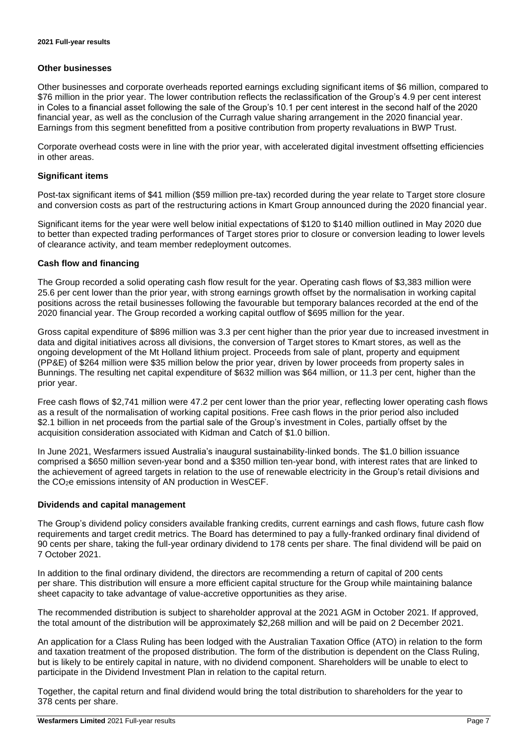### Other businesses

Other businesses and corporate overheads reported earnings excluding significant items of \$6 million, compared to \$76 million in the prior year. The lower contribution reflects the reclassification of the Group's 4.9 per cent interest in Coles to a financial asset following the sale of the Group's 10.1 per cent interest in the second half of the 2020 financial year, as well as the conclusion of the Curragh value sharing arrangement in the 2020 financial year. Earnings from this segment benefitted from a positive contribution from property revaluations in BWP Trust.

Corporate overhead costs were in line with the prior year, with accelerated digital investment offsetting efficiencies in other areas.

### Significant items

Post-tax significant items of \$41 million (\$59 million pre-tax) recorded during the year relate to Target store closure and conversion costs as part of the restructuring actions in Kmart Group announced during the 2020 financial year.

Significant items for the year were well below initial expectations of \$120 to \$140 million outlined in May 2020 due to better than expected trading performances of Target stores prior to closure or conversion leading to lower levels of clearance activity, and team member redeployment outcomes.

### Cash flow and financing

The Group recorded a solid operating cash flow result for the year. Operating cash flows of \$3,383 million were 25.6 per cent lower than the prior year, with strong earnings growth offset by the normalisation in working capital positions across the retail businesses following the favourable but temporary balances recorded at the end of the 2020 financial year. The Group recorded a working capital outflow of \$695 million for the year.

Gross capital expenditure of \$896 million was 3.3 per cent higher than the prior year due to increased investment in data and digital initiatives across all divisions, the conversion of Target stores to Kmart stores, as well as the ongoing development of the Mt Holland lithium project. Proceeds from sale of plant, property and equipment (PP&E) of \$264 million were \$35 million below the prior year, driven by lower proceeds from property sales in Bunnings. The resulting net capital expenditure of \$632 million was \$64 million, or 11.3 per cent, higher than the prior year.

Free cash flows of \$2,741 million were 47.2 per cent lower than the prior year, reflecting lower operating cash flows as a result of the normalisation of working capital positions. Free cash flows in the prior period also included \$2.1 billion in net proceeds from the partial sale of the Group's investment in Coles, partially offset by the acquisition consideration associated with Kidman and Catch of \$1.0 billion.

In June 2021, Wesfarmers issued Australia's inaugural sustainability-linked bonds. The \$1.0 billion issuance comprised a \$650 million seven-year bond and a \$350 million ten-year bond, with interest rates that are linked to the achievement of agreed targets in relation to the use of renewable electricity in the Group's retail divisions and the $CO_2e$ emissions intensity of AN production in WesCEF.

### Dividends and capital management

The Group's dividend policy considers available franking credits, current earnings and cash flows, future cash flow requirements and target credit metrics. The Board has determined to pay a fully-franked ordinary final dividend of 90 cents per share, taking the full-year ordinary dividend to 178 cents per share. The final dividend will be paid on 7 October 2021.

In addition to the final ordinary dividend, the directors are recommending a return of capital of 200 cents per share. This distribution will ensure a more efficient capital structure for the Group while maintaining balance sheet capacity to take advantage of value-accretive opportunities as they arise.

The recommended distribution is subject to shareholder approval at the 2021 AGM in October 2021. If approved, the total amount of the distribution will be approximately \$2,268 million and will be paid on 2 December 2021.

An application for a Class Ruling has been lodged with the Australian Taxation Office (ATO) in relation to the form and taxation treatment of the proposed distribution. The form of the distribution is dependent on the Class Ruling, but is likely to be entirely capital in nature, with no dividend component. Shareholders will be unable to elect to participate in the Dividend Investment Plan in relation to the capital return.

Together, the capital return and final dividend would bring the total distribution to shareholders for the year to 378 cents per share.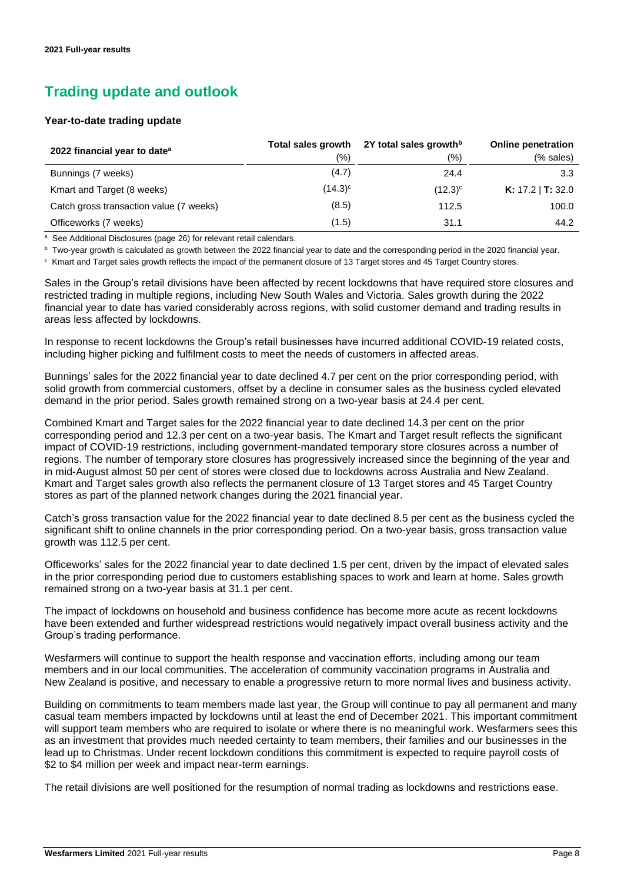# Trading update and outlook

### Year-to-date trading update

| 2022 financial year to date[a] | Total sales growth (%) | 2Y total sales growth[b] (%) | Online penetration (% sales) |
|---|---|---|---|
| Bunnings (7 weeks) | (4.7) | 24.4 | 3.3 |
| Kmart and Target (8 weeks) | (14.3)[c] | (12.3)[c] | **K:** 17.2 \| **T:** 32.0 |
| Catch gross transaction value (7 weeks) | (8.5) | 112.5 | 100.0 |
| Officeworks (7 weeks) | (1.5) | 31.1 | 44.2 |

[a] See Additional Disclosures (page 26) for relevant retail calendars.

[b] Two-year growth is calculated as growth between the 2022 financial year to date and the corresponding period in the 2020 financial year.

[c] Kmart and Target sales growth reflects the impact of the permanent closure of 13 Target stores and 45 Target Country stores.

Sales in the Group's retail divisions have been affected by recent lockdowns that have required store closures and restricted trading in multiple regions, including New South Wales and Victoria. Sales growth during the 2022 financial year to date has varied considerably across regions, with solid customer demand and trading results in areas less affected by lockdowns.

In response to recent lockdowns the Group's retail businesses have incurred additional COVID-19 related costs, including higher picking and fulfilment costs to meet the needs of customers in affected areas.

Bunnings' sales for the 2022 financial year to date declined 4.7 per cent on the prior corresponding period, with solid growth from commercial customers, offset by a decline in consumer sales as the business cycled elevated demand in the prior period. Sales growth remained strong on a two-year basis at 24.4 per cent.

Combined Kmart and Target sales for the 2022 financial year to date declined 14.3 per cent on the prior corresponding period and 12.3 per cent on a two-year basis. The Kmart and Target result reflects the significant impact of COVID-19 restrictions, including government-mandated temporary store closures across a number of regions. The number of temporary store closures has progressively increased since the beginning of the year and in mid-August almost 50 per cent of stores were closed due to lockdowns across Australia and New Zealand. Kmart and Target sales growth also reflects the permanent closure of 13 Target stores and 45 Target Country stores as part of the planned network changes during the 2021 financial year.

Catch's gross transaction value for the 2022 financial year to date declined 8.5 per cent as the business cycled the significant shift to online channels in the prior corresponding period. On a two-year basis, gross transaction value growth was 112.5 per cent.

Officeworks' sales for the 2022 financial year to date declined 1.5 per cent, driven by the impact of elevated sales in the prior corresponding period due to customers establishing spaces to work and learn at home. Sales growth remained strong on a two-year basis at 31.1 per cent.

The impact of lockdowns on household and business confidence has become more acute as recent lockdowns have been extended and further widespread restrictions would negatively impact overall business activity and the Group's trading performance.

Wesfarmers will continue to support the health response and vaccination efforts, including among our team members and in our local communities. The acceleration of community vaccination programs in Australia and New Zealand is positive, and necessary to enable a progressive return to more normal lives and business activity.

Building on commitments to team members made last year, the Group will continue to pay all permanent and many casual team members impacted by lockdowns until at least the end of December 2021. This important commitment will support team members who are required to isolate or where there is no meaningful work. Wesfarmers sees this as an investment that provides much needed certainty to team members, their families and our businesses in the lead up to Christmas. Under recent lockdown conditions this commitment is expected to require payroll costs of $2 to $4 million per week and impact near-term earnings.

The retail divisions are well positioned for the resumption of normal trading as lockdowns and restrictions ease.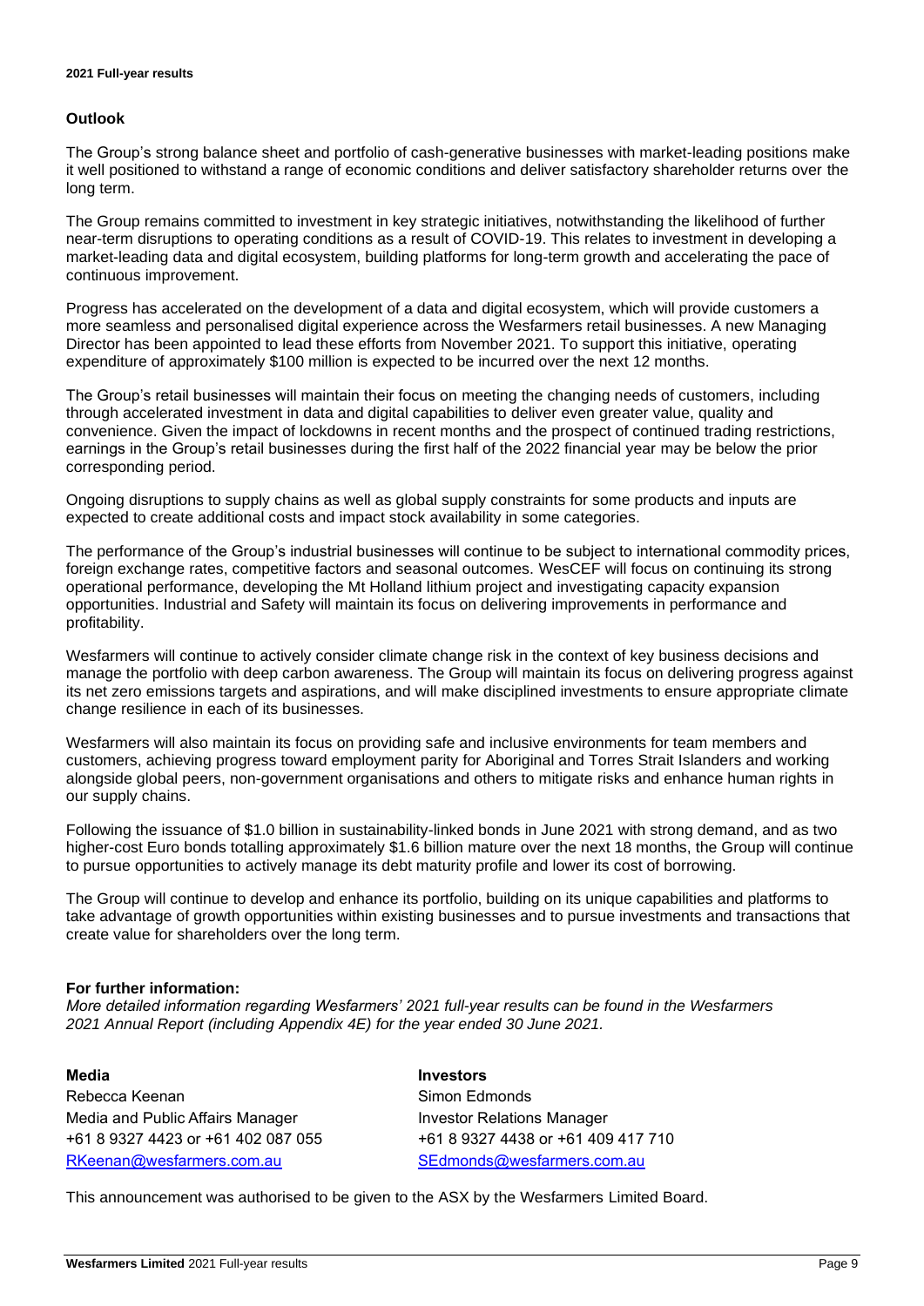## Outlook

The Group's strong balance sheet and portfolio of cash-generative businesses with market-leading positions make it well positioned to withstand a range of economic conditions and deliver satisfactory shareholder returns over the long term.

The Group remains committed to investment in key strategic initiatives, notwithstanding the likelihood of further near-term disruptions to operating conditions as a result of COVID-19. This relates to investment in developing a market-leading data and digital ecosystem, building platforms for long-term growth and accelerating the pace of continuous improvement.

Progress has accelerated on the development of a data and digital ecosystem, which will provide customers a more seamless and personalised digital experience across the Wesfarmers retail businesses. A new Managing Director has been appointed to lead these efforts from November 2021. To support this initiative, operating expenditure of approximately $100 million is expected to be incurred over the next 12 months.

The Group's retail businesses will maintain their focus on meeting the changing needs of customers, including through accelerated investment in data and digital capabilities to deliver even greater value, quality and convenience. Given the impact of lockdowns in recent months and the prospect of continued trading restrictions, earnings in the Group's retail businesses during the first half of the 2022 financial year may be below the prior corresponding period.

Ongoing disruptions to supply chains as well as global supply constraints for some products and inputs are expected to create additional costs and impact stock availability in some categories.

The performance of the Group's industrial businesses will continue to be subject to international commodity prices, foreign exchange rates, competitive factors and seasonal outcomes. WesCEF will focus on continuing its strong operational performance, developing the Mt Holland lithium project and investigating capacity expansion opportunities. Industrial and Safety will maintain its focus on delivering improvements in performance and profitability.

Wesfarmers will continue to actively consider climate change risk in the context of key business decisions and manage the portfolio with deep carbon awareness. The Group will maintain its focus on delivering progress against its net zero emissions targets and aspirations, and will make disciplined investments to ensure appropriate climate change resilience in each of its businesses.

Wesfarmers will also maintain its focus on providing safe and inclusive environments for team members and customers, achieving progress toward employment parity for Aboriginal and Torres Strait Islanders and working alongside global peers, non-government organisations and others to mitigate risks and enhance human rights in our supply chains.

Following the issuance of $1.0 billion in sustainability-linked bonds in June 2021 with strong demand, and as two higher-cost Euro bonds totalling approximately $1.6 billion mature over the next 18 months, the Group will continue to pursue opportunities to actively manage its debt maturity profile and lower its cost of borrowing.

The Group will continue to develop and enhance its portfolio, building on its unique capabilities and platforms to take advantage of growth opportunities within existing businesses and to pursue investments and transactions that create value for shareholders over the long term.

**For further information:**
*More detailed information regarding Wesfarmers' 2021 full-year results can be found in the Wesfarmers 2021 Annual Report (including Appendix 4E) for the year ended 30 June 2021.*

**Media**
Rebecca Keenan
Media and Public Affairs Manager
+61 8 9327 4423 or +61 402 087 055
RKeenan@wesfarmers.com.au

**Investors**
Simon Edmonds
Investor Relations Manager
+61 8 9327 4438 or +61 409 417 710
SEdmonds@wesfarmers.com.au

This announcement was authorised to be given to the ASX by the Wesfarmers Limited Board.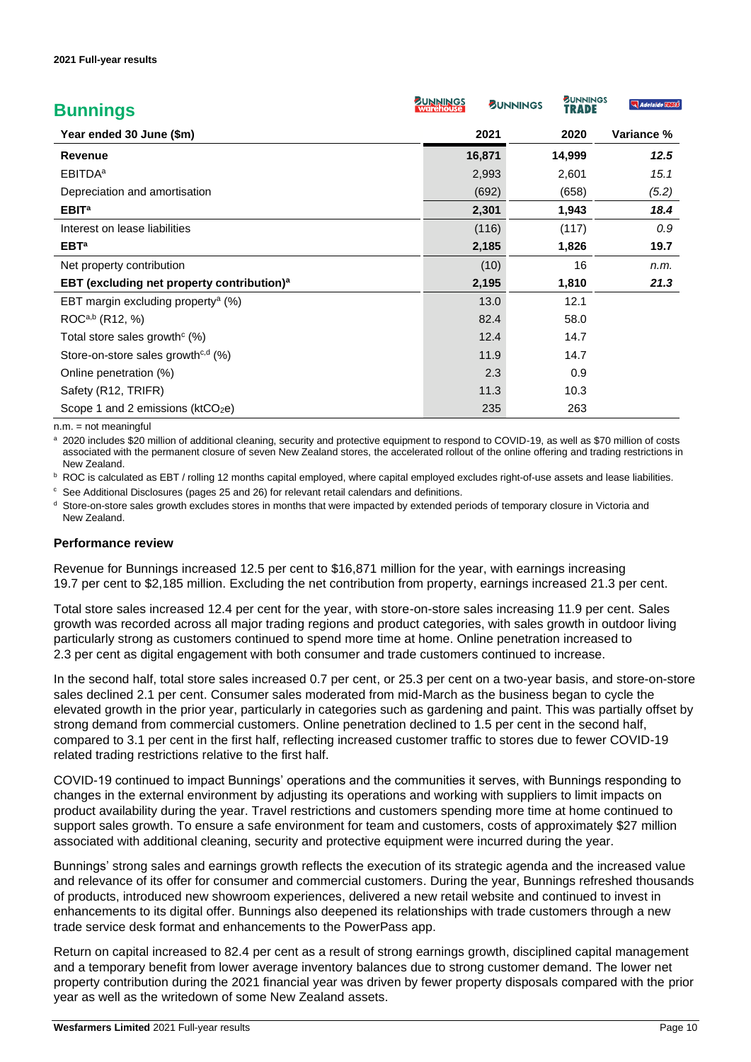## Bunnings

| Year ended 30 June ($m) | 2021 | 2020 | Variance % |
| --- | --- | --- | --- |
| **Revenue** | **16,871** | **14,999** | ***12.5*** |
| EBITDA[a] | 2,993 | 2,601 | *15.1* |
| Depreciation and amortisation | (692) | (658) | *(5.2)* |
| **EBIT[a]** | **2,301** | **1,943** | ***18.4*** |
| Interest on lease liabilities | (116) | (117) | *0.9* |
| **EBT[a]** | **2,185** | **1,826** | **19.7** |
| Net property contribution | (10) | 16 | *n.m.* |
| **EBT (excluding net property contribution)[a]** | **2,195** | **1,810** | ***21.3*** |
| EBT margin excluding property[a] (%) | 13.0 | 12.1 | |
| ROC[a,b] (R12, %) | 82.4 | 58.0 | |
| Total store sales growth[c] (%) | 12.4 | 14.7 | |
| Store-on-store sales growth[c,d] (%) | 11.9 | 14.7 | |
| Online penetration (%) | 2.3 | 0.9 | |
| Safety (R12, TRIFR) | 11.3 | 10.3 | |
| Scope 1 and 2 emissions (kt$CO_2$e) | 235 | 263 | |

n.m. = not meaningful

[a] 2020 includes $20 million of additional cleaning, security and protective equipment to respond to COVID-19, as well as $70 million of costs associated with the permanent closure of seven New Zealand stores, the accelerated rollout of the online offering and trading restrictions in New Zealand.

[b] ROC is calculated as EBT / rolling 12 months capital employed, where capital employed excludes right-of-use assets and lease liabilities.

[c] See Additional Disclosures (pages 25 and 26) for relevant retail calendars and definitions.

[d] Store-on-store sales growth excludes stores in months that were impacted by extended periods of temporary closure in Victoria and New Zealand.

### Performance review

Revenue for Bunnings increased 12.5 per cent to $16,871 million for the year, with earnings increasing 19.7 per cent to $2,185 million. Excluding the net contribution from property, earnings increased 21.3 per cent.

Total store sales increased 12.4 per cent for the year, with store-on-store sales increasing 11.9 per cent. Sales growth was recorded across all major trading regions and product categories, with sales growth in outdoor living particularly strong as customers continued to spend more time at home. Online penetration increased to 2.3 per cent as digital engagement with both consumer and trade customers continued to increase.

In the second half, total store sales increased 0.7 per cent, or 25.3 per cent on a two-year basis, and store-on-store sales declined 2.1 per cent. Consumer sales moderated from mid-March as the business began to cycle the elevated growth in the prior year, particularly in categories such as gardening and paint. This was partially offset by strong demand from commercial customers. Online penetration declined to 1.5 per cent in the second half, compared to 3.1 per cent in the first half, reflecting increased customer traffic to stores due to fewer COVID-19 related trading restrictions relative to the first half.

COVID-19 continued to impact Bunnings' operations and the communities it serves, with Bunnings responding to changes in the external environment by adjusting its operations and working with suppliers to limit impacts on product availability during the year. Travel restrictions and customers spending more time at home continued to support sales growth. To ensure a safe environment for team and customers, costs of approximately $27 million associated with additional cleaning, security and protective equipment were incurred during the year.

Bunnings' strong sales and earnings growth reflects the execution of its strategic agenda and the increased value and relevance of its offer for consumer and commercial customers. During the year, Bunnings refreshed thousands of products, introduced new showroom experiences, delivered a new retail website and continued to invest in enhancements to its digital offer. Bunnings also deepened its relationships with trade customers through a new trade service desk format and enhancements to the PowerPass app.

Return on capital increased to 82.4 per cent as a result of strong earnings growth, disciplined capital management and a temporary benefit from lower average inventory balances due to strong customer demand. The lower net property contribution during the 2021 financial year was driven by fewer property disposals compared with the prior year as well as the writedown of some New Zealand assets.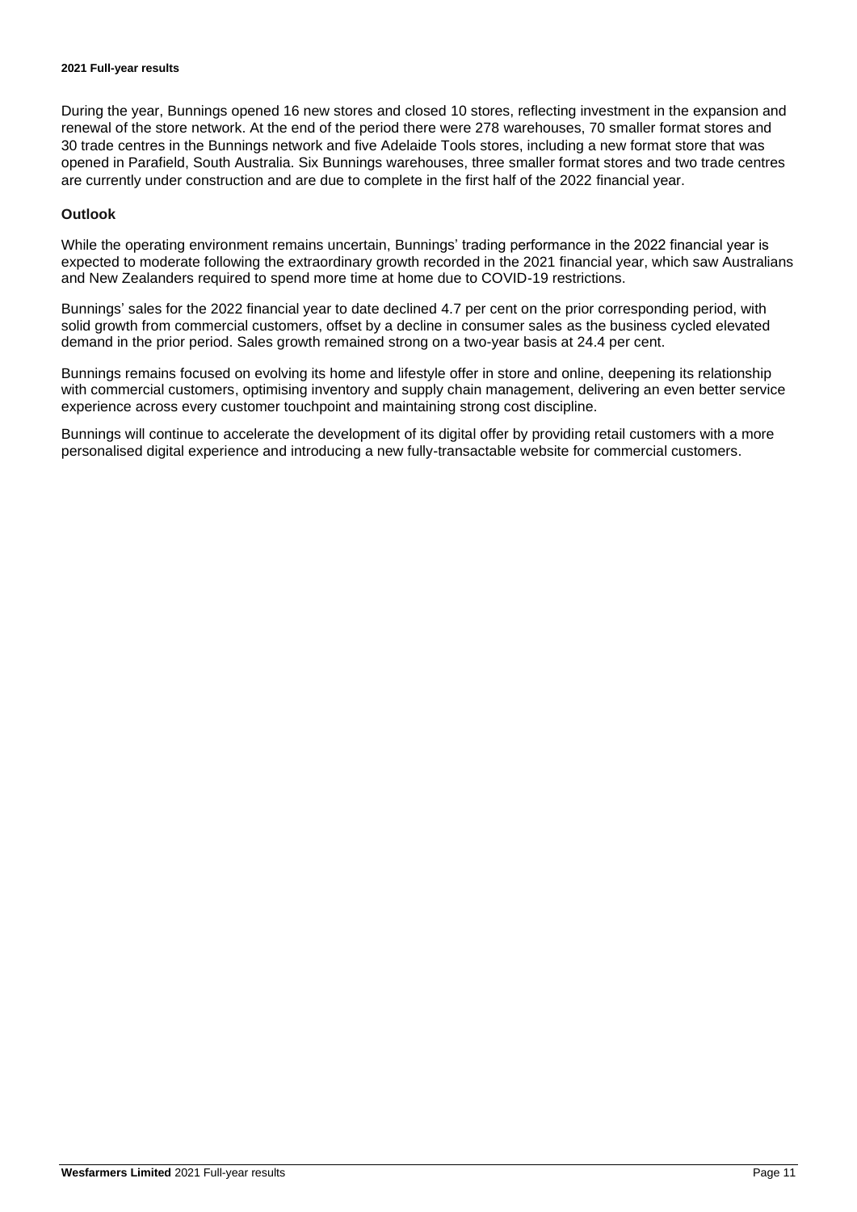During the year, Bunnings opened 16 new stores and closed 10 stores, reflecting investment in the expansion and renewal of the store network. At the end of the period there were 278 warehouses, 70 smaller format stores and 30 trade centres in the Bunnings network and five Adelaide Tools stores, including a new format store that was opened in Parafield, South Australia. Six Bunnings warehouses, three smaller format stores and two trade centres are currently under construction and are due to complete in the first half of the 2022 financial year.

### Outlook

While the operating environment remains uncertain, Bunnings' trading performance in the 2022 financial year is expected to moderate following the extraordinary growth recorded in the 2021 financial year, which saw Australians and New Zealanders required to spend more time at home due to COVID-19 restrictions.

Bunnings' sales for the 2022 financial year to date declined 4.7 per cent on the prior corresponding period, with solid growth from commercial customers, offset by a decline in consumer sales as the business cycled elevated demand in the prior period. Sales growth remained strong on a two-year basis at 24.4 per cent.

Bunnings remains focused on evolving its home and lifestyle offer in store and online, deepening its relationship with commercial customers, optimising inventory and supply chain management, delivering an even better service experience across every customer touchpoint and maintaining strong cost discipline.

Bunnings will continue to accelerate the development of its digital offer by providing retail customers with a more personalised digital experience and introducing a new fully-transactable website for commercial customers.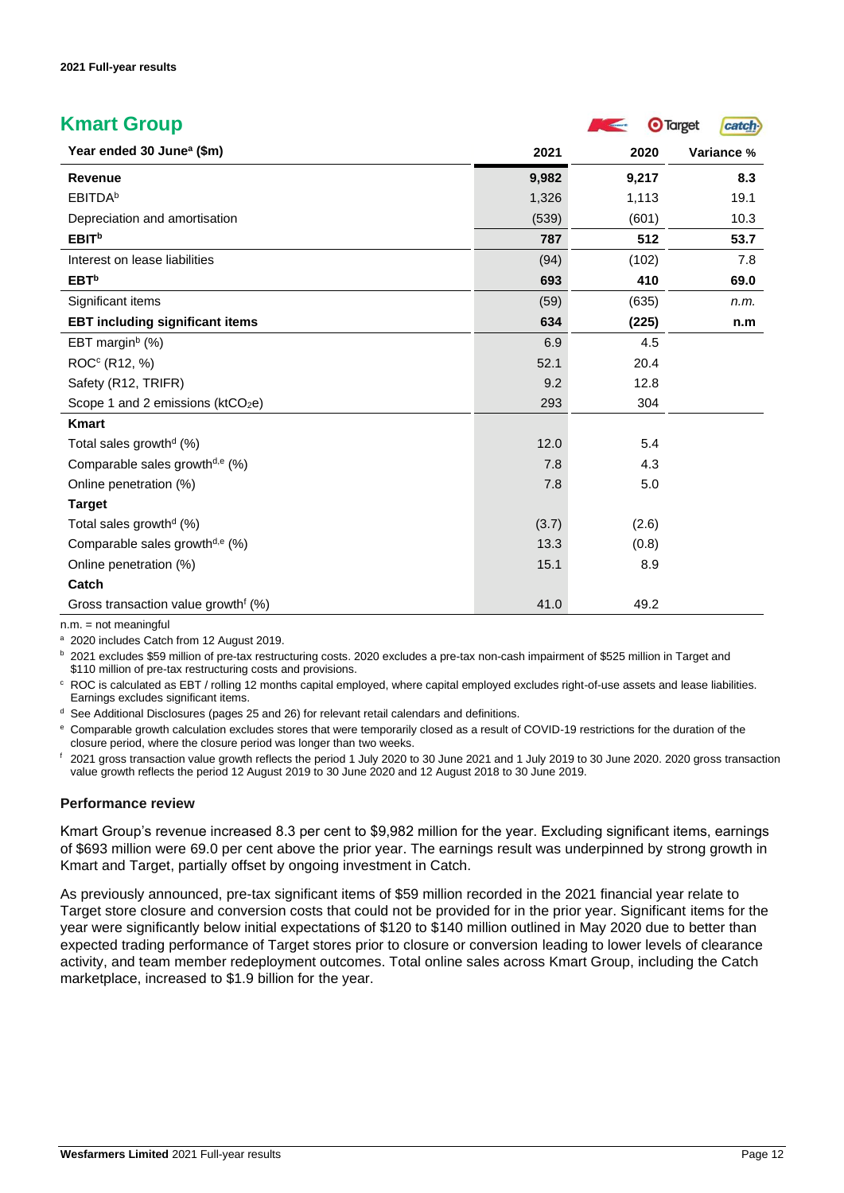## Kmart Group

| Year ended 30 June[a] ($m) | 2021 | 2020 | Variance % |
|---|---|---|---|
| **Revenue** | **9,982** | **9,217** | **8.3** |
| EBITDA[b] | 1,326 | 1,113 | 19.1 |
| Depreciation and amortisation | (539) | (601) | 10.3 |
| **EBIT[b]** | **787** | **512** | **53.7** |
| Interest on lease liabilities | (94) | (102) | 7.8 |
| **EBT[b]** | **693** | **410** | **69.0** |
| Significant items | (59) | (635) | *n.m.* |
| **EBT including significant items** | **634** | **(225)** | **n.m** |
| EBT margin[b] (%) | 6.9 | 4.5 | |
| ROC[c] (R12, %) | 52.1 | 20.4 | |
| Safety (R12, TRIFR) | 9.2 | 12.8 | |
| Scope 1 and 2 emissions (kt$CO_2$e) | 293 | 304 | |
| **Kmart** | | | |
| Total sales growth[d] (%) | 12.0 | 5.4 | |
| Comparable sales growth[d,e] (%) | 7.8 | 4.3 | |
| Online penetration (%) | 7.8 | 5.0 | |
| **Target** | | | |
| Total sales growth[d] (%) | (3.7) | (2.6) | |
| Comparable sales growth[d,e] (%) | 13.3 | (0.8) | |
| Online penetration (%) | 15.1 | 8.9 | |
| **Catch** | | | |
| Gross transaction value growth[f] (%) | 41.0 | 49.2 | |

n.m. = not meaningful

[a] 2020 includes Catch from 12 August 2019.

[b] 2021 excludes $59 million of pre-tax restructuring costs. 2020 excludes a pre-tax non-cash impairment of $525 million in Target and $110 million of pre-tax restructuring costs and provisions.

[c] ROC is calculated as EBT / rolling 12 months capital employed, where capital employed excludes right-of-use assets and lease liabilities. Earnings excludes significant items.

[d] See Additional Disclosures (pages 25 and 26) for relevant retail calendars and definitions.

[e] Comparable growth calculation excludes stores that were temporarily closed as a result of COVID-19 restrictions for the duration of the closure period, where the closure period was longer than two weeks.

[f] 2021 gross transaction value growth reflects the period 1 July 2020 to 30 June 2021 and 1 July 2019 to 30 June 2020. 2020 gross transaction value growth reflects the period 12 August 2019 to 30 June 2020 and 12 August 2018 to 30 June 2019.

### Performance review

Kmart Group's revenue increased 8.3 per cent to $9,982 million for the year. Excluding significant items, earnings of $693 million were 69.0 per cent above the prior year. The earnings result was underpinned by strong growth in Kmart and Target, partially offset by ongoing investment in Catch.

As previously announced, pre-tax significant items of $59 million recorded in the 2021 financial year relate to Target store closure and conversion costs that could not be provided for in the prior year. Significant items for the year were significantly below initial expectations of $120 to $140 million outlined in May 2020 due to better than expected trading performance of Target stores prior to closure or conversion leading to lower levels of clearance activity, and team member redeployment outcomes. Total online sales across Kmart Group, including the Catch marketplace, increased to $1.9 billion for the year.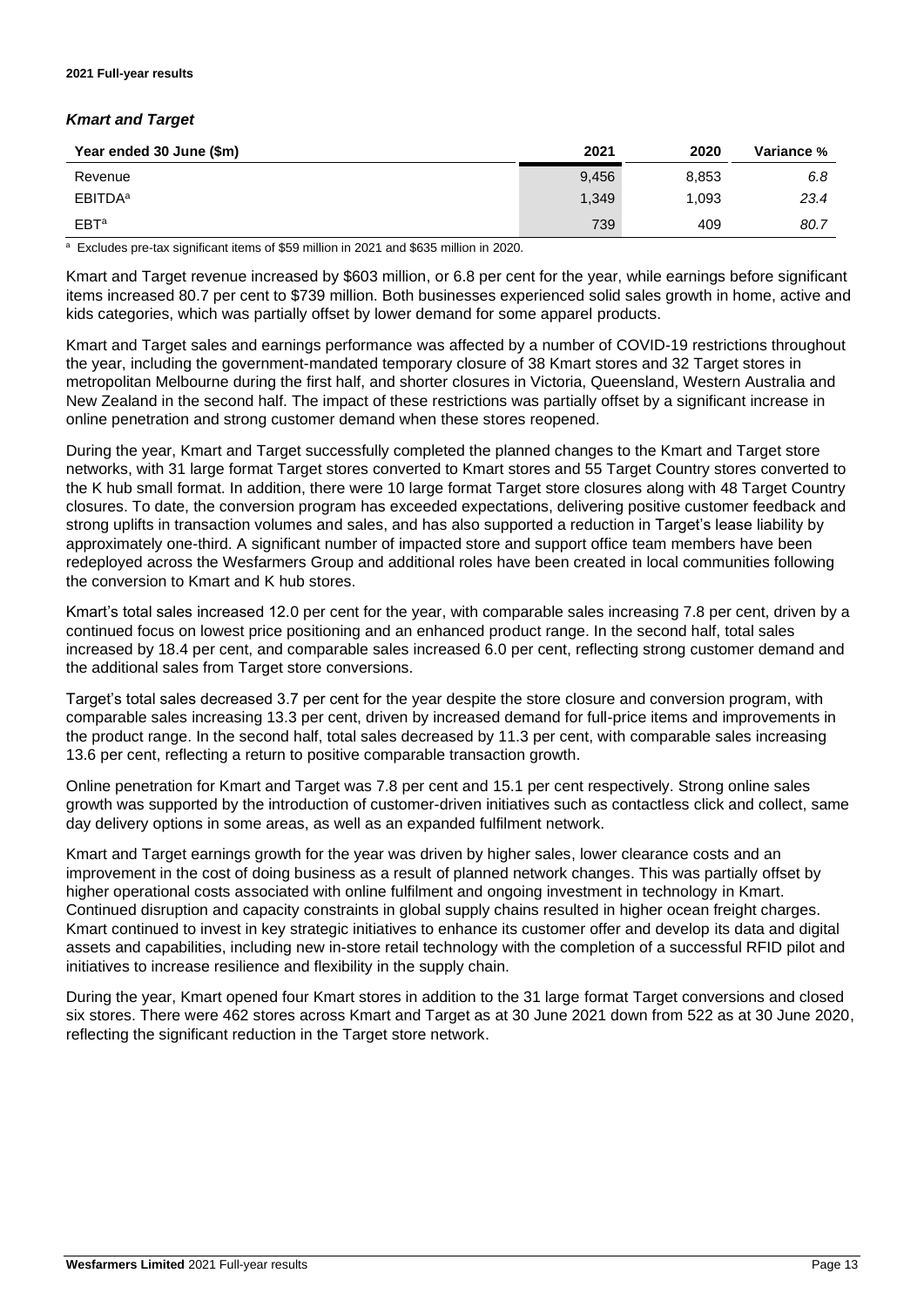### *Kmart and Target*

| Year ended 30 June ($m) | 2021 | 2020 | Variance % |
|---|---|---|---|
| Revenue | 9,456 | 8,853 | *6.8* |
| EBITDA[a] | 1,349 | 1,093 | *23.4* |
| EBT[a] | 739 | 409 | *80.7* |

[a] Excludes pre-tax significant items of $59 million in 2021 and $635 million in 2020.

Kmart and Target revenue increased by $603 million, or 6.8 per cent for the year, while earnings before significant items increased 80.7 per cent to $739 million. Both businesses experienced solid sales growth in home, active and kids categories, which was partially offset by lower demand for some apparel products.

Kmart and Target sales and earnings performance was affected by a number of COVID-19 restrictions throughout the year, including the government-mandated temporary closure of 38 Kmart stores and 32 Target stores in metropolitan Melbourne during the first half, and shorter closures in Victoria, Queensland, Western Australia and New Zealand in the second half. The impact of these restrictions was partially offset by a significant increase in online penetration and strong customer demand when these stores reopened.

During the year, Kmart and Target successfully completed the planned changes to the Kmart and Target store networks, with 31 large format Target stores converted to Kmart stores and 55 Target Country stores converted to the K hub small format. In addition, there were 10 large format Target store closures along with 48 Target Country closures. To date, the conversion program has exceeded expectations, delivering positive customer feedback and strong uplifts in transaction volumes and sales, and has also supported a reduction in Target's lease liability by approximately one-third. A significant number of impacted store and support office team members have been redeployed across the Wesfarmers Group and additional roles have been created in local communities following the conversion to Kmart and K hub stores.

Kmart's total sales increased 12.0 per cent for the year, with comparable sales increasing 7.8 per cent, driven by a continued focus on lowest price positioning and an enhanced product range. In the second half, total sales increased by 18.4 per cent, and comparable sales increased 6.0 per cent, reflecting strong customer demand and the additional sales from Target store conversions.

Target's total sales decreased 3.7 per cent for the year despite the store closure and conversion program, with comparable sales increasing 13.3 per cent, driven by increased demand for full-price items and improvements in the product range. In the second half, total sales decreased by 11.3 per cent, with comparable sales increasing 13.6 per cent, reflecting a return to positive comparable transaction growth.

Online penetration for Kmart and Target was 7.8 per cent and 15.1 per cent respectively. Strong online sales growth was supported by the introduction of customer-driven initiatives such as contactless click and collect, same day delivery options in some areas, as well as an expanded fulfilment network.

Kmart and Target earnings growth for the year was driven by higher sales, lower clearance costs and an improvement in the cost of doing business as a result of planned network changes. This was partially offset by higher operational costs associated with online fulfilment and ongoing investment in technology in Kmart. Continued disruption and capacity constraints in global supply chains resulted in higher ocean freight charges. Kmart continued to invest in key strategic initiatives to enhance its customer offer and develop its data and digital assets and capabilities, including new in-store retail technology with the completion of a successful RFID pilot and initiatives to increase resilience and flexibility in the supply chain.

During the year, Kmart opened four Kmart stores in addition to the 31 large format Target conversions and closed six stores. There were 462 stores across Kmart and Target as at 30 June 2021 down from 522 as at 30 June 2020, reflecting the significant reduction in the Target store network.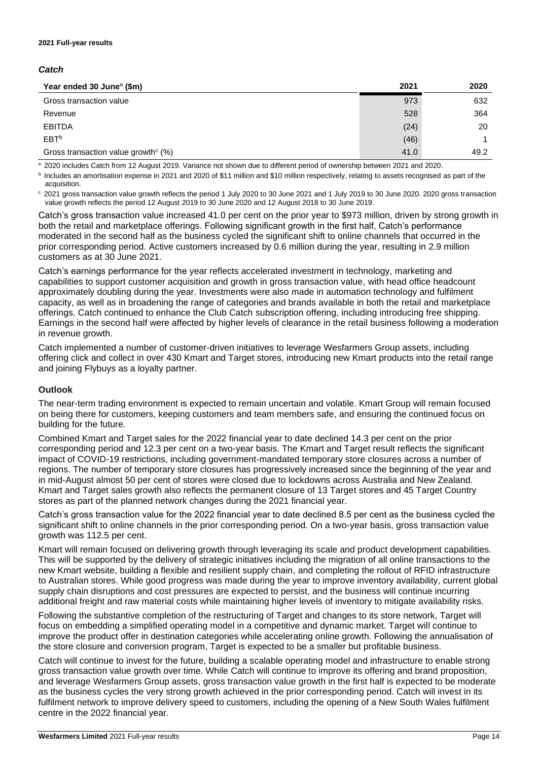### *Catch*

| Year ended 30 June[a] ($m) | 2021 | 2020 |
|---|---|---|
| Gross transaction value | 973 | 632 |
| Revenue | 528 | 364 |
| EBITDA | (24) | 20 |
| EBT[b] | (46) | 1 |
| Gross transaction value growth[c] (%) | 41.0 | 49.2 |

[a] 2020 includes Catch from 12 August 2019. Variance not shown due to different period of ownership between 2021 and 2020.

[b] Includes an amortisation expense in 2021 and 2020 of $11 million and $10 million respectively, relating to assets recognised as part of the acquisition.

[c] 2021 gross transaction value growth reflects the period 1 July 2020 to 30 June 2021 and 1 July 2019 to 30 June 2020. 2020 gross transaction value growth reflects the period 12 August 2019 to 30 June 2020 and 12 August 2018 to 30 June 2019.

Catch's gross transaction value increased 41.0 per cent on the prior year to $973 million, driven by strong growth in both the retail and marketplace offerings. Following significant growth in the first half, Catch's performance moderated in the second half as the business cycled the significant shift to online channels that occurred in the prior corresponding period. Active customers increased by 0.6 million during the year, resulting in 2.9 million customers as at 30 June 2021.

Catch's earnings performance for the year reflects accelerated investment in technology, marketing and capabilities to support customer acquisition and growth in gross transaction value, with head office headcount approximately doubling during the year. Investments were also made in automation technology and fulfilment capacity, as well as in broadening the range of categories and brands available in both the retail and marketplace offerings. Catch continued to enhance the Club Catch subscription offering, including introducing free shipping. Earnings in the second half were affected by higher levels of clearance in the retail business following a moderation in revenue growth.

Catch implemented a number of customer-driven initiatives to leverage Wesfarmers Group assets, including offering click and collect in over 430 Kmart and Target stores, introducing new Kmart products into the retail range and joining Flybuys as a loyalty partner.

### Outlook

The near-term trading environment is expected to remain uncertain and volatile. Kmart Group will remain focused on being there for customers, keeping customers and team members safe, and ensuring the continued focus on building for the future.

Combined Kmart and Target sales for the 2022 financial year to date declined 14.3 per cent on the prior corresponding period and 12.3 per cent on a two-year basis. The Kmart and Target result reflects the significant impact of COVID-19 restrictions, including government-mandated temporary store closures across a number of regions. The number of temporary store closures has progressively increased since the beginning of the year and in mid-August almost 50 per cent of stores were closed due to lockdowns across Australia and New Zealand. Kmart and Target sales growth also reflects the permanent closure of 13 Target stores and 45 Target Country stores as part of the planned network changes during the 2021 financial year.

Catch's gross transaction value for the 2022 financial year to date declined 8.5 per cent as the business cycled the significant shift to online channels in the prior corresponding period. On a two-year basis, gross transaction value growth was 112.5 per cent.

Kmart will remain focused on delivering growth through leveraging its scale and product development capabilities. This will be supported by the delivery of strategic initiatives including the migration of all online transactions to the new Kmart website, building a flexible and resilient supply chain, and completing the rollout of RFID infrastructure to Australian stores. While good progress was made during the year to improve inventory availability, current global supply chain disruptions and cost pressures are expected to persist, and the business will continue incurring additional freight and raw material costs while maintaining higher levels of inventory to mitigate availability risks.

Following the substantive completion of the restructuring of Target and changes to its store network, Target will focus on embedding a simplified operating model in a competitive and dynamic market. Target will continue to improve the product offer in destination categories while accelerating online growth. Following the annualisation of the store closure and conversion program, Target is expected to be a smaller but profitable business.

Catch will continue to invest for the future, building a scalable operating model and infrastructure to enable strong gross transaction value growth over time. While Catch will continue to improve its offering and brand proposition, and leverage Wesfarmers Group assets, gross transaction value growth in the first half is expected to be moderate as the business cycles the very strong growth achieved in the prior corresponding period. Catch will invest in its fulfilment network to improve delivery speed to customers, including the opening of a New South Wales fulfilment centre in the 2022 financial year.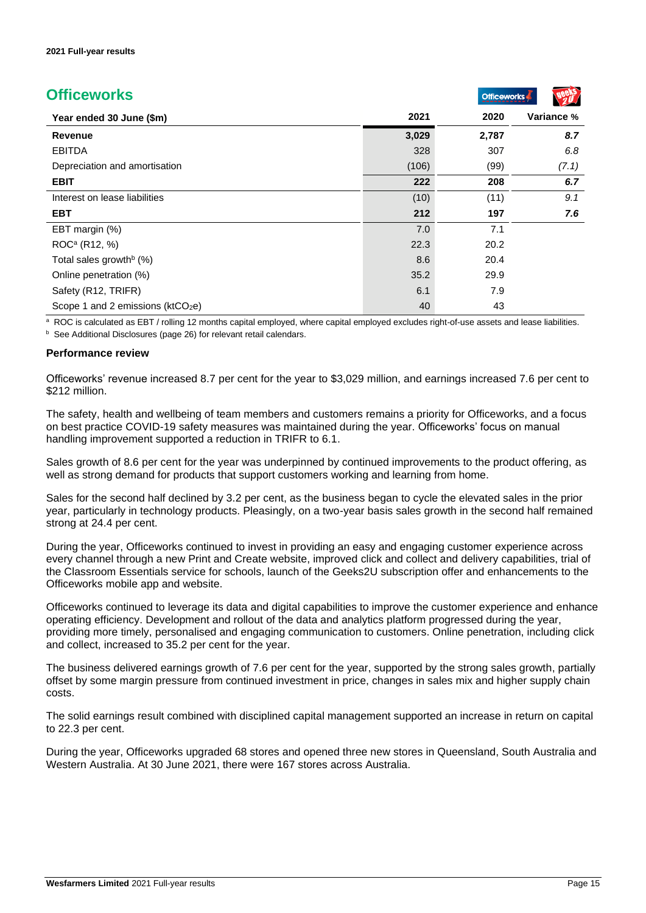## Officeworks

| Year ended 30 June ($m) | 2021 | 2020 | Variance % |
|---|---|---|---|
| **Revenue** | **3,029** | **2,787** | ***8.7*** |
| EBITDA | 328 | 307 | *6.8* |
| Depreciation and amortisation | (106) | (99) | *(7.1)* |
| **EBIT** | **222** | **208** | ***6.7*** |
| Interest on lease liabilities | (10) | (11) | *9.1* |
| **EBT** | **212** | **197** | ***7.6*** |
| EBT margin (%) | 7.0 | 7.1 | |
| ROC[a] (R12, %) | 22.3 | 20.2 | |
| Total sales growth[b] (%) | 8.6 | 20.4 | |
| Online penetration (%) | 35.2 | 29.9 | |
| Safety (R12, TRIFR) | 6.1 | 7.9 | |
| Scope 1 and 2 emissions (ktCO$_2$e) | 40 | 43 | |

[a] ROC is calculated as EBT / rolling 12 months capital employed, where capital employed excludes right-of-use assets and lease liabilities.

[b] See Additional Disclosures (page 26) for relevant retail calendars.

### Performance review

Officeworks' revenue increased 8.7 per cent for the year to $3,029 million, and earnings increased 7.6 per cent to $212 million.

The safety, health and wellbeing of team members and customers remains a priority for Officeworks, and a focus on best practice COVID-19 safety measures was maintained during the year. Officeworks' focus on manual handling improvement supported a reduction in TRIFR to 6.1.

Sales growth of 8.6 per cent for the year was underpinned by continued improvements to the product offering, as well as strong demand for products that support customers working and learning from home.

Sales for the second half declined by 3.2 per cent, as the business began to cycle the elevated sales in the prior year, particularly in technology products. Pleasingly, on a two-year basis sales growth in the second half remained strong at 24.4 per cent.

During the year, Officeworks continued to invest in providing an easy and engaging customer experience across every channel through a new Print and Create website, improved click and collect and delivery capabilities, trial of the Classroom Essentials service for schools, launch of the Geeks2U subscription offer and enhancements to the Officeworks mobile app and website.

Officeworks continued to leverage its data and digital capabilities to improve the customer experience and enhance operating efficiency. Development and rollout of the data and analytics platform progressed during the year, providing more timely, personalised and engaging communication to customers. Online penetration, including click and collect, increased to 35.2 per cent for the year.

The business delivered earnings growth of 7.6 per cent for the year, supported by the strong sales growth, partially offset by some margin pressure from continued investment in price, changes in sales mix and higher supply chain costs.

The solid earnings result combined with disciplined capital management supported an increase in return on capital to 22.3 per cent.

During the year, Officeworks upgraded 68 stores and opened three new stores in Queensland, South Australia and Western Australia. At 30 June 2021, there were 167 stores across Australia.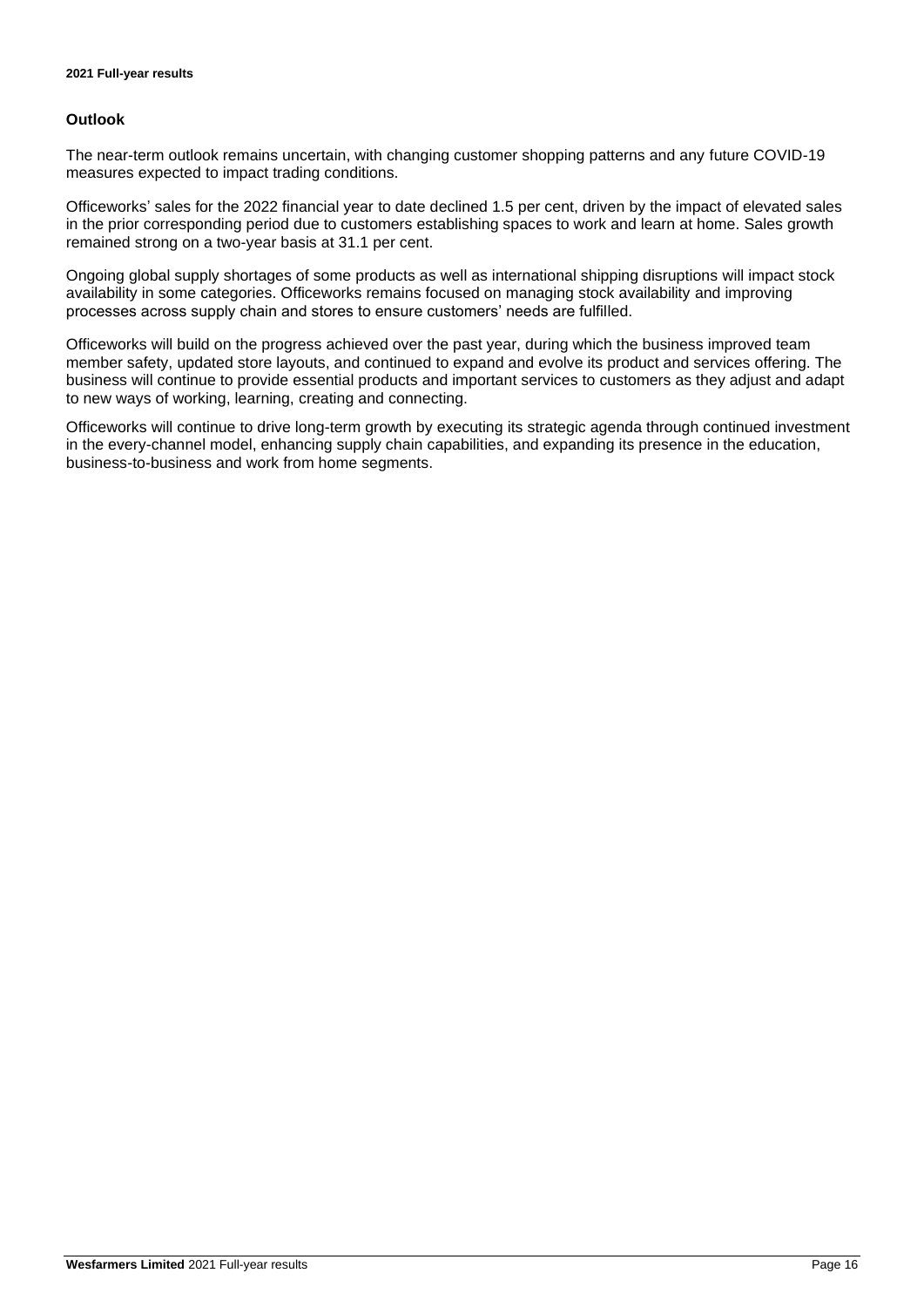## Outlook

The near-term outlook remains uncertain, with changing customer shopping patterns and any future COVID-19 measures expected to impact trading conditions.

Officeworks' sales for the 2022 financial year to date declined 1.5 per cent, driven by the impact of elevated sales in the prior corresponding period due to customers establishing spaces to work and learn at home. Sales growth remained strong on a two-year basis at 31.1 per cent.

Ongoing global supply shortages of some products as well as international shipping disruptions will impact stock availability in some categories. Officeworks remains focused on managing stock availability and improving processes across supply chain and stores to ensure customers' needs are fulfilled.

Officeworks will build on the progress achieved over the past year, during which the business improved team member safety, updated store layouts, and continued to expand and evolve its product and services offering. The business will continue to provide essential products and important services to customers as they adjust and adapt to new ways of working, learning, creating and connecting.

Officeworks will continue to drive long-term growth by executing its strategic agenda through continued investment in the every-channel model, enhancing supply chain capabilities, and expanding its presence in the education, business-to-business and work from home segments.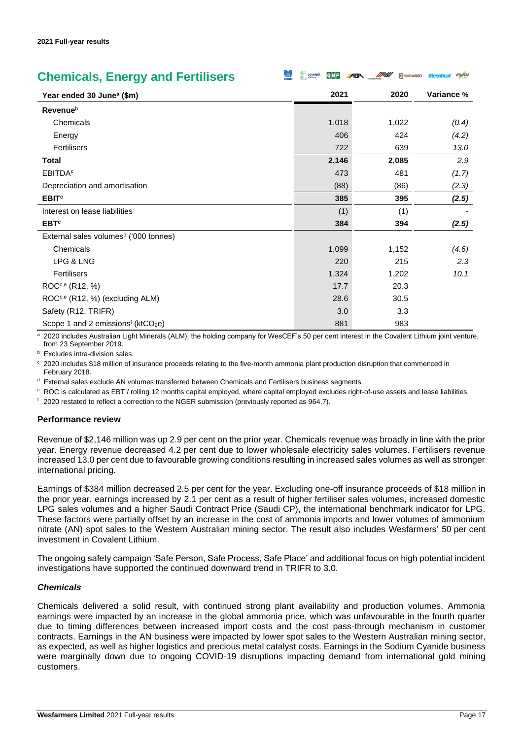## Chemicals, Energy and Fertilisers

| Year ended 30 June[a] ($m) | 2021 | 2020 | Variance % |
|---|---|---|---|
| **Revenue**[b] | | | |
| Chemicals | 1,018 | 1,022 | *(0.4)* |
| Energy | 406 | 424 | *(4.2)* |
| Fertilisers | 722 | 639 | *13.0* |
| **Total** | **2,146** | **2,085** | *2.9* |
| EBITDA[c] | 473 | 481 | *(1.7)* |
| Depreciation and amortisation | (88) | (86) | *(2.3)* |
| **EBIT**[c] | **385** | **395** | ***(2.5)*** |
| Interest on lease liabilities | (1) | (1) | - |
| **EBT**[c] | **384** | **394** | ***(2.5)*** |
| External sales volumes[d] ('000 tonnes) | | | |
| Chemicals | 1,099 | 1,152 | *(4.6)* |
| LPG & LNG | 220 | 215 | *2.3* |
| Fertilisers | 1,324 | 1,202 | *10.1* |
| ROC[c,e] (R12, %) | 17.7 | 20.3 | |
| ROC[c,e] (R12, %) (excluding ALM) | 28.6 | 30.5 | |
| Safety (R12, TRIFR) | 3.0 | 3.3 | |
| Scope 1 and 2 emissions[f] (kt$CO_2$e) | 881 | 983 | |

[a] 2020 includes Australian Light Minerals (ALM), the holding company for WesCEF's 50 per cent interest in the Covalent Lithium joint venture, from 23 September 2019.

[b] Excludes intra-division sales.

[c] 2020 includes $18 million of insurance proceeds relating to the five-month ammonia plant production disruption that commenced in February 2018.

[d] External sales exclude AN volumes transferred between Chemicals and Fertilisers business segments.

[e] ROC is calculated as EBT / rolling 12 months capital employed, where capital employed excludes right-of-use assets and lease liabilities.

[f] 2020 restated to reflect a correction to the NGER submission (previously reported as 964.7).

### Performance review

Revenue of $2,146 million was up 2.9 per cent on the prior year. Chemicals revenue was broadly in line with the prior year. Energy revenue decreased 4.2 per cent due to lower wholesale electricity sales volumes. Fertilisers revenue increased 13.0 per cent due to favourable growing conditions resulting in increased sales volumes as well as stronger international pricing.

Earnings of $384 million decreased 2.5 per cent for the year. Excluding one-off insurance proceeds of $18 million in the prior year, earnings increased by 2.1 per cent as a result of higher fertiliser sales volumes, increased domestic LPG sales volumes and a higher Saudi Contract Price (Saudi CP), the international benchmark indicator for LPG. These factors were partially offset by an increase in the cost of ammonia imports and lower volumes of ammonium nitrate (AN) spot sales to the Western Australian mining sector. The result also includes Wesfarmers' 50 per cent investment in Covalent Lithium.

The ongoing safety campaign 'Safe Person, Safe Process, Safe Place' and additional focus on high potential incident investigations have supported the continued downward trend in TRIFR to 3.0.

### *Chemicals*

Chemicals delivered a solid result, with continued strong plant availability and production volumes. Ammonia earnings were impacted by an increase in the global ammonia price, which was unfavourable in the fourth quarter due to timing differences between increased import costs and the cost pass-through mechanism in customer contracts. Earnings in the AN business were impacted by lower spot sales to the Western Australian mining sector, as expected, as well as higher logistics and precious metal catalyst costs. Earnings in the Sodium Cyanide business were marginally down due to ongoing COVID-19 disruptions impacting demand from international gold mining customers.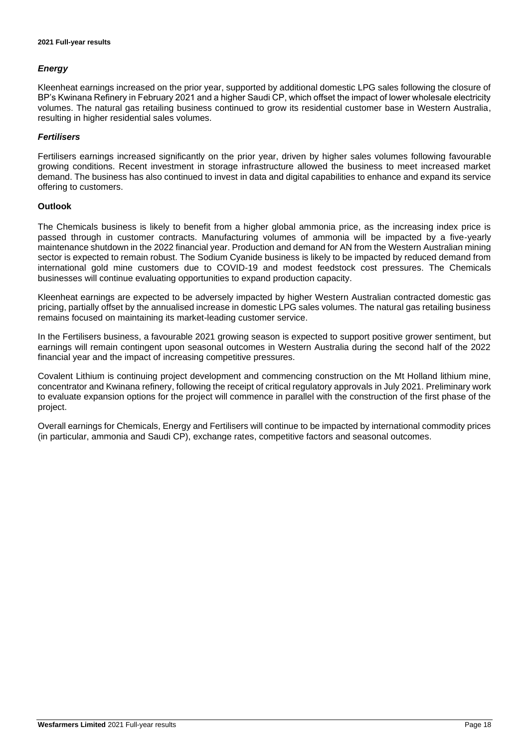### *Energy*

Kleenheat earnings increased on the prior year, supported by additional domestic LPG sales following the closure of BP's Kwinana Refinery in February 2021 and a higher Saudi CP, which offset the impact of lower wholesale electricity volumes. The natural gas retailing business continued to grow its residential customer base in Western Australia, resulting in higher residential sales volumes.

### *Fertilisers*

Fertilisers earnings increased significantly on the prior year, driven by higher sales volumes following favourable growing conditions. Recent investment in storage infrastructure allowed the business to meet increased market demand. The business has also continued to invest in data and digital capabilities to enhance and expand its service offering to customers.

### Outlook

The Chemicals business is likely to benefit from a higher global ammonia price, as the increasing index price is passed through in customer contracts. Manufacturing volumes of ammonia will be impacted by a five-yearly maintenance shutdown in the 2022 financial year. Production and demand for AN from the Western Australian mining sector is expected to remain robust. The Sodium Cyanide business is likely to be impacted by reduced demand from international gold mine customers due to COVID-19 and modest feedstock cost pressures. The Chemicals businesses will continue evaluating opportunities to expand production capacity.

Kleenheat earnings are expected to be adversely impacted by higher Western Australian contracted domestic gas pricing, partially offset by the annualised increase in domestic LPG sales volumes. The natural gas retailing business remains focused on maintaining its market-leading customer service.

In the Fertilisers business, a favourable 2021 growing season is expected to support positive grower sentiment, but earnings will remain contingent upon seasonal outcomes in Western Australia during the second half of the 2022 financial year and the impact of increasing competitive pressures.

Covalent Lithium is continuing project development and commencing construction on the Mt Holland lithium mine, concentrator and Kwinana refinery, following the receipt of critical regulatory approvals in July 2021. Preliminary work to evaluate expansion options for the project will commence in parallel with the construction of the first phase of the project.

Overall earnings for Chemicals, Energy and Fertilisers will continue to be impacted by international commodity prices (in particular, ammonia and Saudi CP), exchange rates, competitive factors and seasonal outcomes.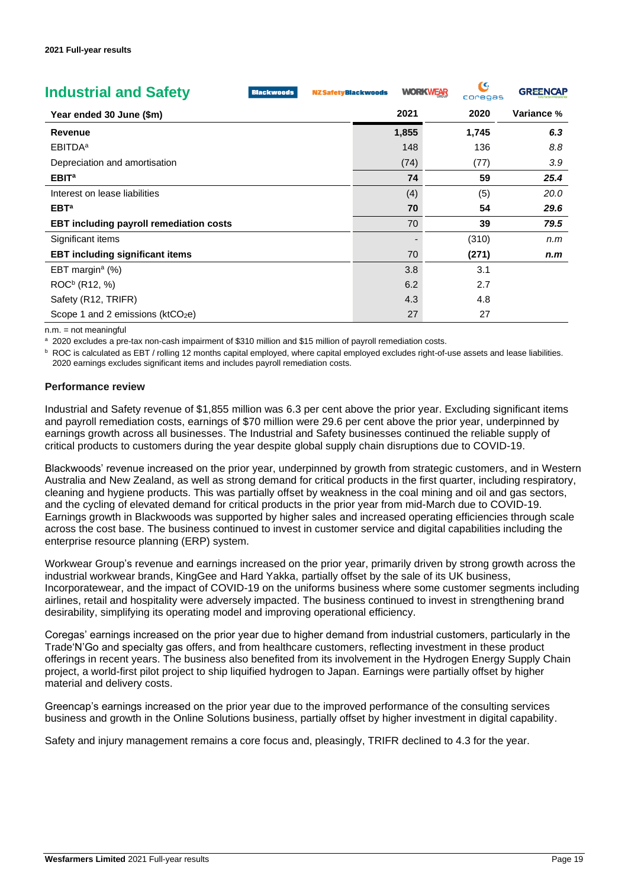## Industrial and Safety

| Year ended 30 June ($m) | 2021 | 2020 | Variance % |
|---|---|---|---|
| **Revenue** | **1,855** | **1,745** | ***6.3*** |
| EBITDA[a] | 148 | 136 | *8.8* |
| Depreciation and amortisation | (74) | (77) | *3.9* |
| **EBIT[a]** | **74** | **59** | ***25.4*** |
| Interest on lease liabilities | (4) | (5) | *20.0* |
| **EBT[a]** | **70** | **54** | ***29.6*** |
| **EBT including payroll remediation costs** | 70 | 39 | ***79.5*** |
| Significant items | - | (310) | *n.m* |
| **EBT including significant items** | 70 | **(271)** | ***n.m*** |
| EBT margin[a] (%) | 3.8 | 3.1 | |
| ROC[b] (R12, %) | 6.2 | 2.7 | |
| Safety (R12, TRIFR) | 4.3 | 4.8 | |
| Scope 1 and 2 emissions (kt$CO_2$e) | 27 | 27 | |

n.m. = not meaningful

[a] 2020 excludes a pre-tax non-cash impairment of $310 million and $15 million of payroll remediation costs.

[b] ROC is calculated as EBT / rolling 12 months capital employed, where capital employed excludes right-of-use assets and lease liabilities. 2020 earnings excludes significant items and includes payroll remediation costs.

### Performance review

Industrial and Safety revenue of $1,855 million was 6.3 per cent above the prior year. Excluding significant items and payroll remediation costs, earnings of $70 million were 29.6 per cent above the prior year, underpinned by earnings growth across all businesses. The Industrial and Safety businesses continued the reliable supply of critical products to customers during the year despite global supply chain disruptions due to COVID-19.

Blackwoods' revenue increased on the prior year, underpinned by growth from strategic customers, and in Western Australia and New Zealand, as well as strong demand for critical products in the first quarter, including respiratory, cleaning and hygiene products. This was partially offset by weakness in the coal mining and oil and gas sectors, and the cycling of elevated demand for critical products in the prior year from mid-March due to COVID-19. Earnings growth in Blackwoods was supported by higher sales and increased operating efficiencies through scale across the cost base. The business continued to invest in customer service and digital capabilities including the enterprise resource planning (ERP) system.

Workwear Group's revenue and earnings increased on the prior year, primarily driven by strong growth across the industrial workwear brands, KingGee and Hard Yakka, partially offset by the sale of its UK business, Incorporatewear, and the impact of COVID-19 on the uniforms business where some customer segments including airlines, retail and hospitality were adversely impacted. The business continued to invest in strengthening brand desirability, simplifying its operating model and improving operational efficiency.

Coregas' earnings increased on the prior year due to higher demand from industrial customers, particularly in the Trade'N'Go and specialty gas offers, and from healthcare customers, reflecting investment in these product offerings in recent years. The business also benefited from its involvement in the Hydrogen Energy Supply Chain project, a world-first pilot project to ship liquified hydrogen to Japan. Earnings were partially offset by higher material and delivery costs.

Greencap's earnings increased on the prior year due to the improved performance of the consulting services business and growth in the Online Solutions business, partially offset by higher investment in digital capability.

Safety and injury management remains a core focus and, pleasingly, TRIFR declined to 4.3 for the year.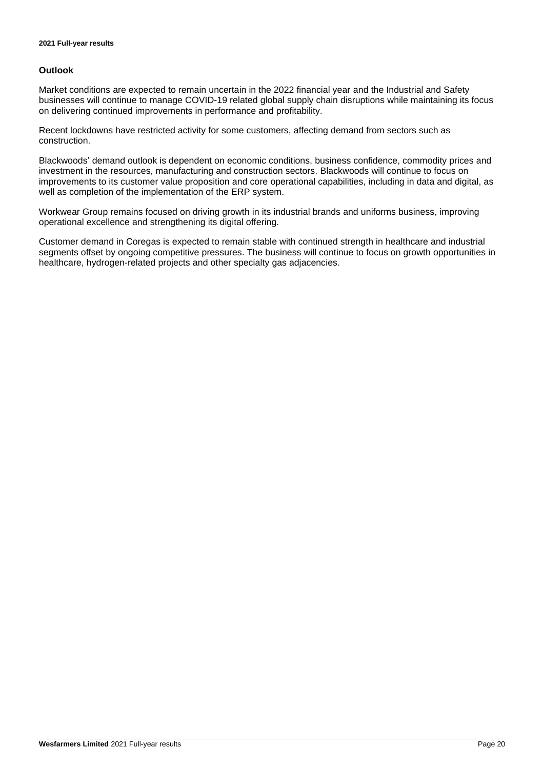## Outlook

Market conditions are expected to remain uncertain in the 2022 financial year and the Industrial and Safety businesses will continue to manage COVID-19 related global supply chain disruptions while maintaining its focus on delivering continued improvements in performance and profitability.

Recent lockdowns have restricted activity for some customers, affecting demand from sectors such as construction.

Blackwoods' demand outlook is dependent on economic conditions, business confidence, commodity prices and investment in the resources, manufacturing and construction sectors. Blackwoods will continue to focus on improvements to its customer value proposition and core operational capabilities, including in data and digital, as well as completion of the implementation of the ERP system.

Workwear Group remains focused on driving growth in its industrial brands and uniforms business, improving operational excellence and strengthening its digital offering.

Customer demand in Coregas is expected to remain stable with continued strength in healthcare and industrial segments offset by ongoing competitive pressures. The business will continue to focus on growth opportunities in healthcare, hydrogen-related projects and other specialty gas adjacencies.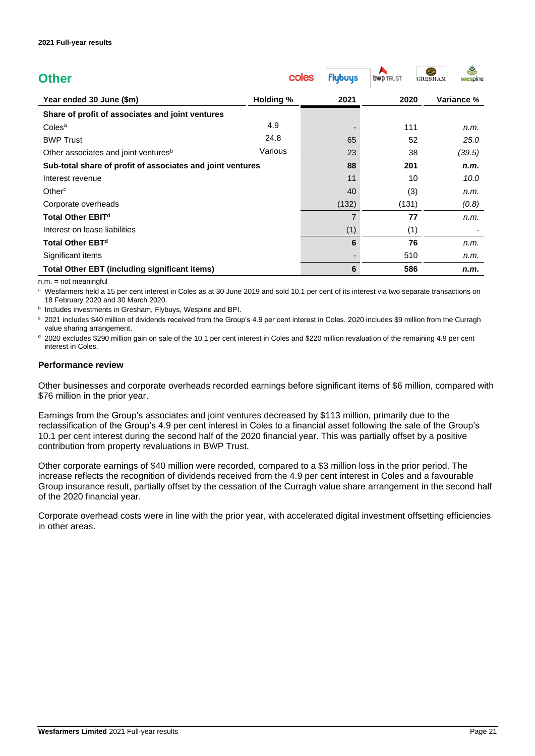## Other

| Year ended 30 June ($m) | Holding % | 2021 | 2020 | Variance % |
|---|---|---|---|---|
| **Share of profit of associates and joint ventures** | | | | |
| Coles[a] | 4.9 | - | 111 | *n.m.* |
| BWP Trust | 24.8 | 65 | 52 | *25.0* |
| Other associates and joint ventures[b] | Various | 23 | 38 | *(39.5)* |
| **Sub-total share of profit of associates and joint ventures** | | **88** | **201** | ***n.m.*** |
| Interest revenue | | 11 | 10 | *10.0* |
| Other[c] | | 40 | (3) | *n.m.* |
| Corporate overheads | | (132) | (131) | *(0.8)* |
| **Total Other EBIT[d]** | | 7 | **77** | *n.m.* |
| Interest on lease liabilities | | (1) | (1) | - |
| **Total Other EBT[d]** | | **6** | **76** | *n.m.* |
| Significant items | | - | 510 | *n.m.* |
| **Total Other EBT (including significant items)** | | **6** | **586** | ***n.m.*** |

n.m. = not meaningful

[a] Wesfarmers held a 15 per cent interest in Coles as at 30 June 2019 and sold 10.1 per cent of its interest via two separate transactions on 18 February 2020 and 30 March 2020.

[b] Includes investments in Gresham, Flybuys, Wespine and BPI.

[c] 2021 includes $40 million of dividends received from the Group's 4.9 per cent interest in Coles. 2020 includes $9 million from the Curragh value sharing arrangement.

[d] 2020 excludes $290 million gain on sale of the 10.1 per cent interest in Coles and $220 million revaluation of the remaining 4.9 per cent interest in Coles.

### Performance review

Other businesses and corporate overheads recorded earnings before significant items of $6 million, compared with $76 million in the prior year.

Earnings from the Group's associates and joint ventures decreased by $113 million, primarily due to the reclassification of the Group's 4.9 per cent interest in Coles to a financial asset following the sale of the Group's 10.1 per cent interest during the second half of the 2020 financial year. This was partially offset by a positive contribution from property revaluations in BWP Trust.

Other corporate earnings of $40 million were recorded, compared to a $3 million loss in the prior period. The increase reflects the recognition of dividends received from the 4.9 per cent interest in Coles and a favourable Group insurance result, partially offset by the cessation of the Curragh value share arrangement in the second half of the 2020 financial year.

Corporate overhead costs were in line with the prior year, with accelerated digital investment offsetting efficiencies in other areas.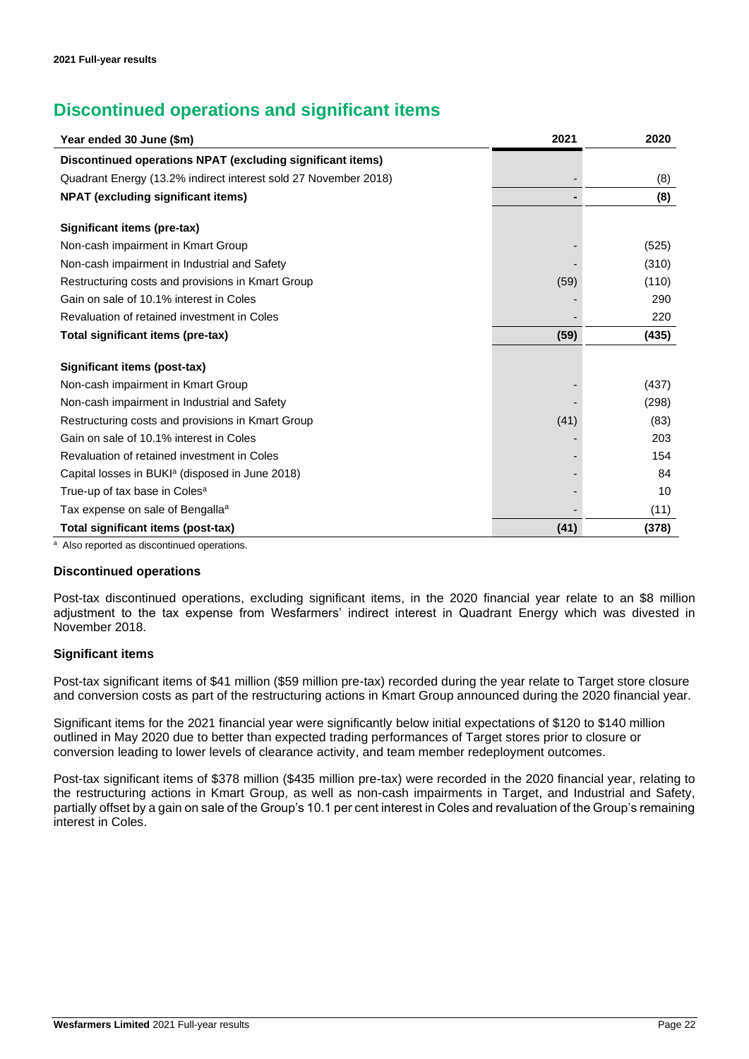# Discontinued operations and significant items

| Year ended 30 June ($m) | 2021 | 2020 |
|---|---|---|
| **Discontinued operations NPAT (excluding significant items)** | | |
| Quadrant Energy (13.2% indirect interest sold 27 November 2018) | - | (8) |
| **NPAT (excluding significant items)** | **-** | **(8)** |
| | | |
| **Significant items (pre-tax)** | | |
| Non-cash impairment in Kmart Group | - | (525) |
| Non-cash impairment in Industrial and Safety | - | (310) |
| Restructuring costs and provisions in Kmart Group | (59) | (110) |
| Gain on sale of 10.1% interest in Coles | - | 290 |
| Revaluation of retained investment in Coles | - | 220 |
| **Total significant items (pre-tax)** | **(59)** | **(435)** |
| | | |
| **Significant items (post-tax)** | | |
| Non-cash impairment in Kmart Group | - | (437) |
| Non-cash impairment in Industrial and Safety | - | (298) |
| Restructuring costs and provisions in Kmart Group | (41) | (83) |
| Gain on sale of 10.1% interest in Coles | - | 203 |
| Revaluation of retained investment in Coles | - | 154 |
| Capital losses in BUKI[a] (disposed in June 2018) | - | 84 |
| True-up of tax base in Coles[a] | - | 10 |
| Tax expense on sale of Bengalla[a] | - | (11) |
| **Total significant items (post-tax)** | **(41)** | **(378)** |

[a] Also reported as discontinued operations.

### Discontinued operations

Post-tax discontinued operations, excluding significant items, in the 2020 financial year relate to an $8 million adjustment to the tax expense from Wesfarmers' indirect interest in Quadrant Energy which was divested in November 2018.

### Significant items

Post-tax significant items of $41 million ($59 million pre-tax) recorded during the year relate to Target store closure and conversion costs as part of the restructuring actions in Kmart Group announced during the 2020 financial year.

Significant items for the 2021 financial year were significantly below initial expectations of $120 to $140 million outlined in May 2020 due to better than expected trading performances of Target stores prior to closure or conversion leading to lower levels of clearance activity, and team member redeployment outcomes.

Post-tax significant items of $378 million ($435 million pre-tax) were recorded in the 2020 financial year, relating to the restructuring actions in Kmart Group, as well as non-cash impairments in Target, and Industrial and Safety, partially offset by a gain on sale of the Group's 10.1 per cent interest in Coles and revaluation of the Group's remaining interest in Coles.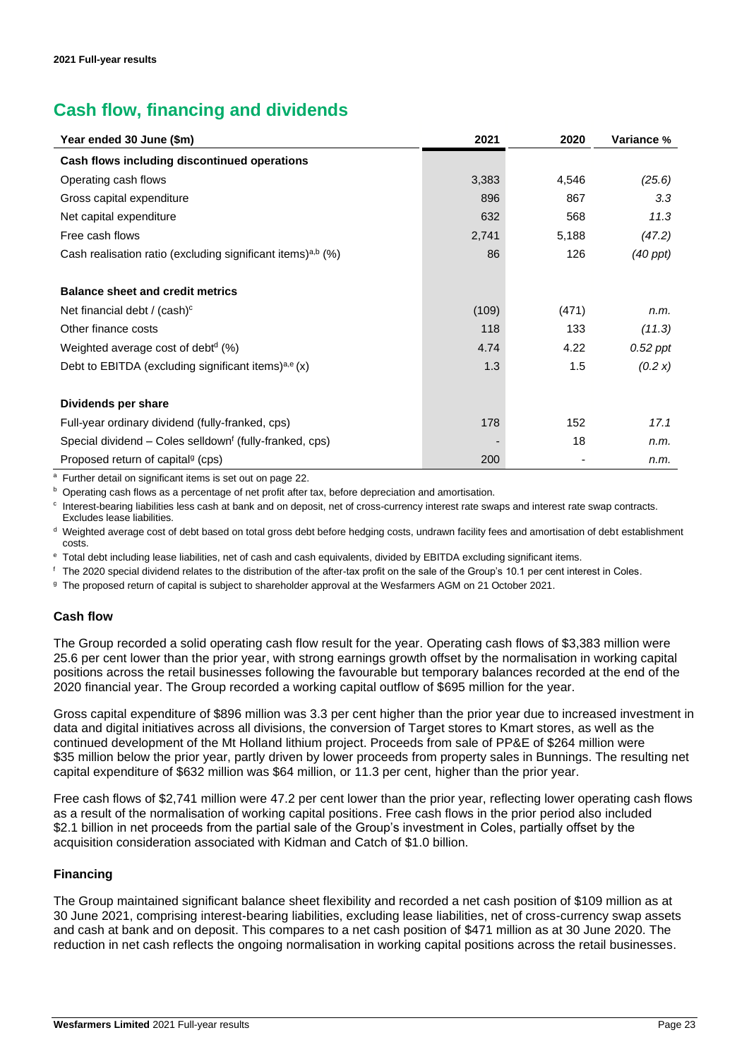# Cash flow, financing and dividends

| Year ended 30 June ($m) | 2021 | 2020 | Variance % |
|---|---|---|---|
| **Cash flows including discontinued operations** | | | |
| Operating cash flows | 3,383 | 4,546 | *(25.6)* |
| Gross capital expenditure | 896 | 867 | *3.3* |
| Net capital expenditure | 632 | 568 | *11.3* |
| Free cash flows | 2,741 | 5,188 | *(47.2)* |
| Cash realisation ratio (excluding significant items)[a,b] (%) | 86 | 126 | *(40 ppt)* |
| | | | |
| **Balance sheet and credit metrics** | | | |
| Net financial debt / (cash)[c] | (109) | (471) | *n.m.* |
| Other finance costs | 118 | 133 | *(11.3)* |
| Weighted average cost of debt[d] (%) | 4.74 | 4.22 | *0.52 ppt* |
| Debt to EBITDA (excluding significant items)[a,e] (x) | 1.3 | 1.5 | *(0.2 x)* |
| | | | |
| **Dividends per share** | | | |
| Full-year ordinary dividend (fully-franked, cps) | 178 | 152 | *17.1* |
| Special dividend – Coles selldown[f] (fully-franked, cps) | - | 18 | *n.m.* |
| Proposed return of capital[g] (cps) | 200 | - | *n.m.* |

[a] Further detail on significant items is set out on page 22.

[b] Operating cash flows as a percentage of net profit after tax, before depreciation and amortisation.

[c] Interest-bearing liabilities less cash at bank and on deposit, net of cross-currency interest rate swaps and interest rate swap contracts. Excludes lease liabilities.

[d] Weighted average cost of debt based on total gross debt before hedging costs, undrawn facility fees and amortisation of debt establishment costs.

[e] Total debt including lease liabilities, net of cash and cash equivalents, divided by EBITDA excluding significant items.

[f] The 2020 special dividend relates to the distribution of the after-tax profit on the sale of the Group's 10.1 per cent interest in Coles.

[g] The proposed return of capital is subject to shareholder approval at the Wesfarmers AGM on 21 October 2021.

### Cash flow

The Group recorded a solid operating cash flow result for the year. Operating cash flows of $3,383 million were 25.6 per cent lower than the prior year, with strong earnings growth offset by the normalisation in working capital positions across the retail businesses following the favourable but temporary balances recorded at the end of the 2020 financial year. The Group recorded a working capital outflow of $695 million for the year.

Gross capital expenditure of $896 million was 3.3 per cent higher than the prior year due to increased investment in data and digital initiatives across all divisions, the conversion of Target stores to Kmart stores, as well as the continued development of the Mt Holland lithium project. Proceeds from sale of PP&E of $264 million were $35 million below the prior year, partly driven by lower proceeds from property sales in Bunnings. The resulting net capital expenditure of $632 million was $64 million, or 11.3 per cent, higher than the prior year.

Free cash flows of $2,741 million were 47.2 per cent lower than the prior year, reflecting lower operating cash flows as a result of the normalisation of working capital positions. Free cash flows in the prior period also included $2.1 billion in net proceeds from the partial sale of the Group's investment in Coles, partially offset by the acquisition consideration associated with Kidman and Catch of $1.0 billion.

### Financing

The Group maintained significant balance sheet flexibility and recorded a net cash position of $109 million as at 30 June 2021, comprising interest-bearing liabilities, excluding lease liabilities, net of cross-currency swap assets and cash at bank and on deposit. This compares to a net cash position of $471 million as at 30 June 2020. The reduction in net cash reflects the ongoing normalisation in working capital positions across the retail businesses.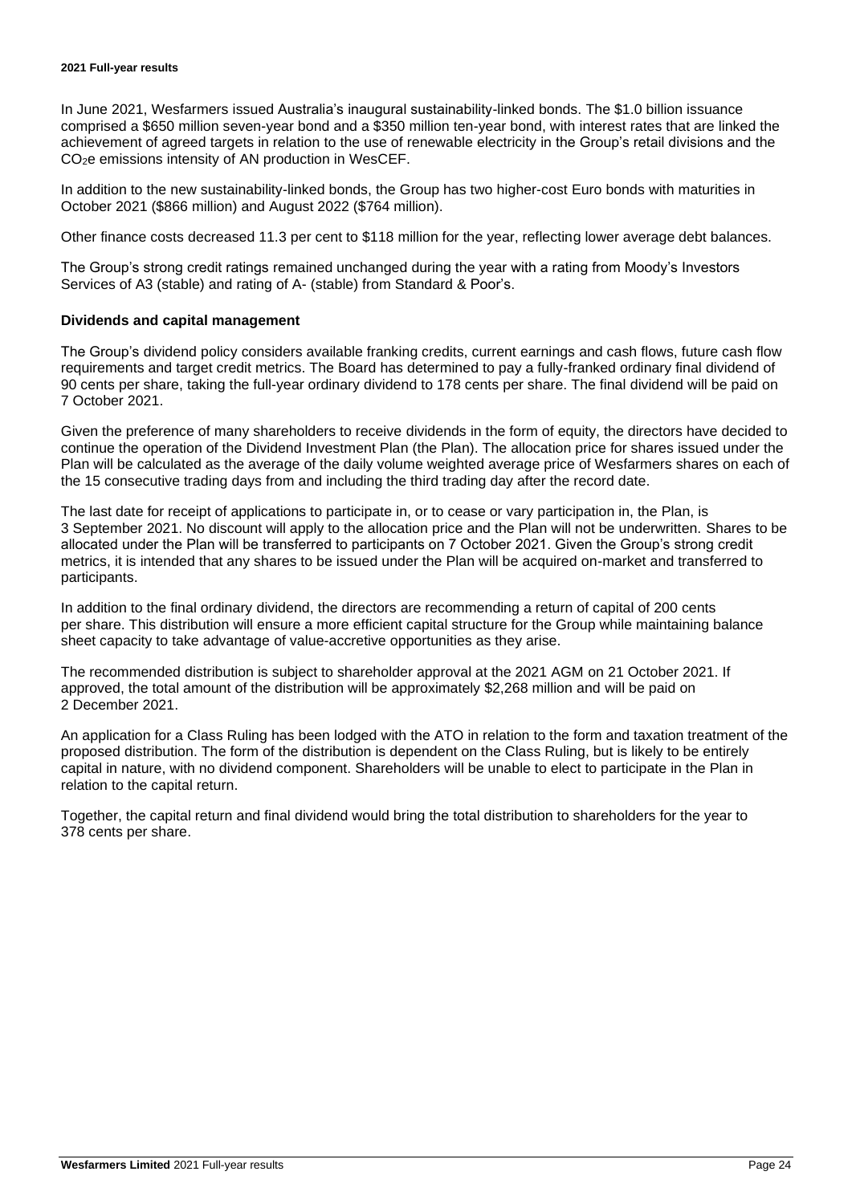In June 2021, Wesfarmers issued Australia's inaugural sustainability-linked bonds. The $1.0 billion issuance comprised a $650 million seven-year bond and a $350 million ten-year bond, with interest rates that are linked the achievement of agreed targets in relation to the use of renewable electricity in the Group's retail divisions and the $CO_2e$ emissions intensity of AN production in WesCEF.

In addition to the new sustainability-linked bonds, the Group has two higher-cost Euro bonds with maturities in October 2021 ($866 million) and August 2022 ($764 million).

Other finance costs decreased 11.3 per cent to $118 million for the year, reflecting lower average debt balances.

The Group's strong credit ratings remained unchanged during the year with a rating from Moody's Investors Services of A3 (stable) and rating of A- (stable) from Standard & Poor's.

### Dividends and capital management

The Group's dividend policy considers available franking credits, current earnings and cash flows, future cash flow requirements and target credit metrics. The Board has determined to pay a fully-franked ordinary final dividend of 90 cents per share, taking the full-year ordinary dividend to 178 cents per share. The final dividend will be paid on 7 October 2021.

Given the preference of many shareholders to receive dividends in the form of equity, the directors have decided to continue the operation of the Dividend Investment Plan (the Plan). The allocation price for shares issued under the Plan will be calculated as the average of the daily volume weighted average price of Wesfarmers shares on each of the 15 consecutive trading days from and including the third trading day after the record date.

The last date for receipt of applications to participate in, or to cease or vary participation in, the Plan, is 3 September 2021. No discount will apply to the allocation price and the Plan will not be underwritten. Shares to be allocated under the Plan will be transferred to participants on 7 October 2021. Given the Group's strong credit metrics, it is intended that any shares to be issued under the Plan will be acquired on-market and transferred to participants.

In addition to the final ordinary dividend, the directors are recommending a return of capital of 200 cents per share. This distribution will ensure a more efficient capital structure for the Group while maintaining balance sheet capacity to take advantage of value-accretive opportunities as they arise.

The recommended distribution is subject to shareholder approval at the 2021 AGM on 21 October 2021. If approved, the total amount of the distribution will be approximately $2,268 million and will be paid on 2 December 2021.

An application for a Class Ruling has been lodged with the ATO in relation to the form and taxation treatment of the proposed distribution. The form of the distribution is dependent on the Class Ruling, but is likely to be entirely capital in nature, with no dividend component. Shareholders will be unable to elect to participate in the Plan in relation to the capital return.

Together, the capital return and final dividend would bring the total distribution to shareholders for the year to 378 cents per share.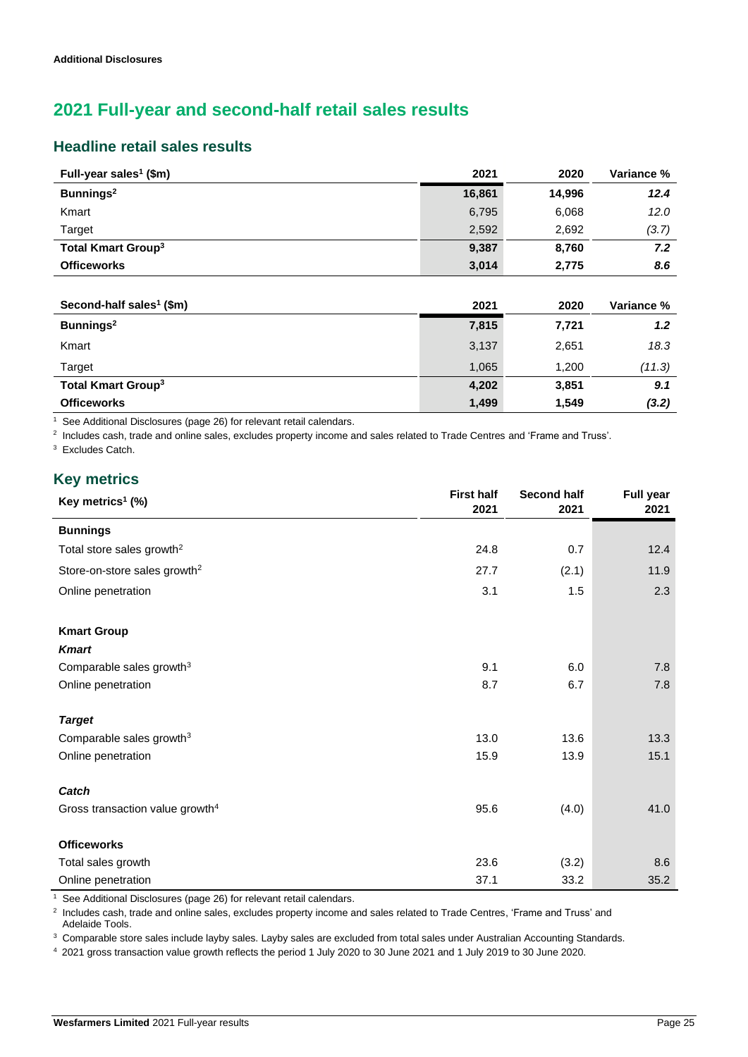**Additional Disclosures**

# 2021 Full-year and second-half retail sales results

## Headline retail sales results

| Full-year sales[1] ($m) | 2021 | 2020 | Variance % |
|---|---|---|---|
| **Bunnings[2]** | **16,861** | **14,996** | ***12.4*** |
| Kmart | 6,795 | 6,068 | *12.0* |
| Target | 2,592 | 2,692 | *(3.7)* |
| **Total Kmart Group[3]** | **9,387** | **8,760** | ***7.2*** |
| **Officeworks** | **3,014** | **2,775** | ***8.6*** |

| Second-half sales[1] ($m) | 2021 | 2020 | Variance % |
|---|---|---|---|
| **Bunnings[2]** | **7,815** | **7,721** | ***1.2*** |
| Kmart | 3,137 | 2,651 | *18.3* |
| Target | 1,065 | 1,200 | *(11.3)* |
| **Total Kmart Group[3]** | **4,202** | **3,851** | ***9.1*** |
| **Officeworks** | **1,499** | **1,549** | ***(3.2)*** |

[1] See Additional Disclosures (page 26) for relevant retail calendars.

[2] Includes cash, trade and online sales, excludes property income and sales related to Trade Centres and 'Frame and Truss'.

[3] Excludes Catch.

## Key metrics

| Key metrics[1] (%) | First half 2021 | Second half 2021 | Full year 2021 |
|---|---|---|---|
| **Bunnings** | | | |
| Total store sales growth[2] | 24.8 | 0.7 | 12.4 |
| Store-on-store sales growth[2] | 27.7 | (2.1) | 11.9 |
| Online penetration | 3.1 | 1.5 | 2.3 |
| | | | |
| **Kmart Group** | | | |
| ***Kmart*** | | | |
| Comparable sales growth[3] | 9.1 | 6.0 | 7.8 |
| Online penetration | 8.7 | 6.7 | 7.8 |
| | | | |
| ***Target*** | | | |
| Comparable sales growth[3] | 13.0 | 13.6 | 13.3 |
| Online penetration | 15.9 | 13.9 | 15.1 |
| | | | |
| ***Catch*** | | | |
| Gross transaction value growth[4] | 95.6 | (4.0) | 41.0 |
| | | | |
| **Officeworks** | | | |
| Total sales growth | 23.6 | (3.2) | 8.6 |
| Online penetration | 37.1 | 33.2 | 35.2 |

[1] See Additional Disclosures (page 26) for relevant retail calendars.

[2] Includes cash, trade and online sales, excludes property income and sales related to Trade Centres, 'Frame and Truss' and Adelaide Tools.

[3] Comparable store sales include layby sales. Layby sales are excluded from total sales under Australian Accounting Standards.

[4] 2021 gross transaction value growth reflects the period 1 July 2020 to 30 June 2021 and 1 July 2019 to 30 June 2020.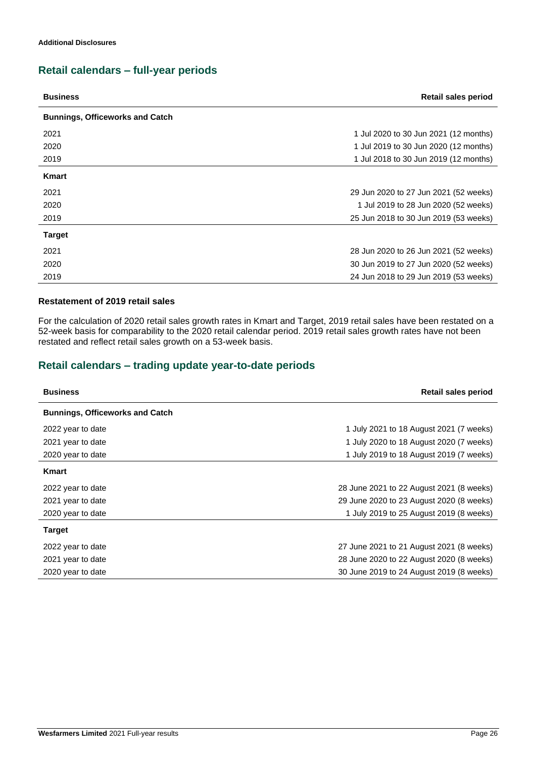**Additional Disclosures**

## Retail calendars – full-year periods

| Business | Retail sales period |
|---|---|
| **Bunnings, Officeworks and Catch** | |
| 2021 | 1 Jul 2020 to 30 Jun 2021 (12 months) |
| 2020 | 1 Jul 2019 to 30 Jun 2020 (12 months) |
| 2019 | 1 Jul 2018 to 30 Jun 2019 (12 months) |
| **Kmart** | |
| 2021 | 29 Jun 2020 to 27 Jun 2021 (52 weeks) |
| 2020 | 1 Jul 2019 to 28 Jun 2020 (52 weeks) |
| 2019 | 25 Jun 2018 to 30 Jun 2019 (53 weeks) |
| **Target** | |
| 2021 | 28 Jun 2020 to 26 Jun 2021 (52 weeks) |
| 2020 | 30 Jun 2019 to 27 Jun 2020 (52 weeks) |
| 2019 | 24 Jun 2018 to 29 Jun 2019 (53 weeks) |

**Restatement of 2019 retail sales**

For the calculation of 2020 retail sales growth rates in Kmart and Target, 2019 retail sales have been restated on a 52-week basis for comparability to the 2020 retail calendar period. 2019 retail sales growth rates have not been restated and reflect retail sales growth on a 53-week basis.

## Retail calendars – trading update year-to-date periods

| Business | Retail sales period |
|---|---|
| **Bunnings, Officeworks and Catch** | |
| 2022 year to date | 1 July 2021 to 18 August 2021 (7 weeks) |
| 2021 year to date | 1 July 2020 to 18 August 2020 (7 weeks) |
| 2020 year to date | 1 July 2019 to 18 August 2019 (7 weeks) |
| **Kmart** | |
| 2022 year to date | 28 June 2021 to 22 August 2021 (8 weeks) |
| 2021 year to date | 29 June 2020 to 23 August 2020 (8 weeks) |
| 2020 year to date | 1 July 2019 to 25 August 2019 (8 weeks) |
| **Target** | |
| 2022 year to date | 27 June 2021 to 21 August 2021 (8 weeks) |
| 2021 year to date | 28 June 2020 to 22 August 2020 (8 weeks) |
| 2020 year to date | 30 June 2019 to 24 August 2019 (8 weeks) |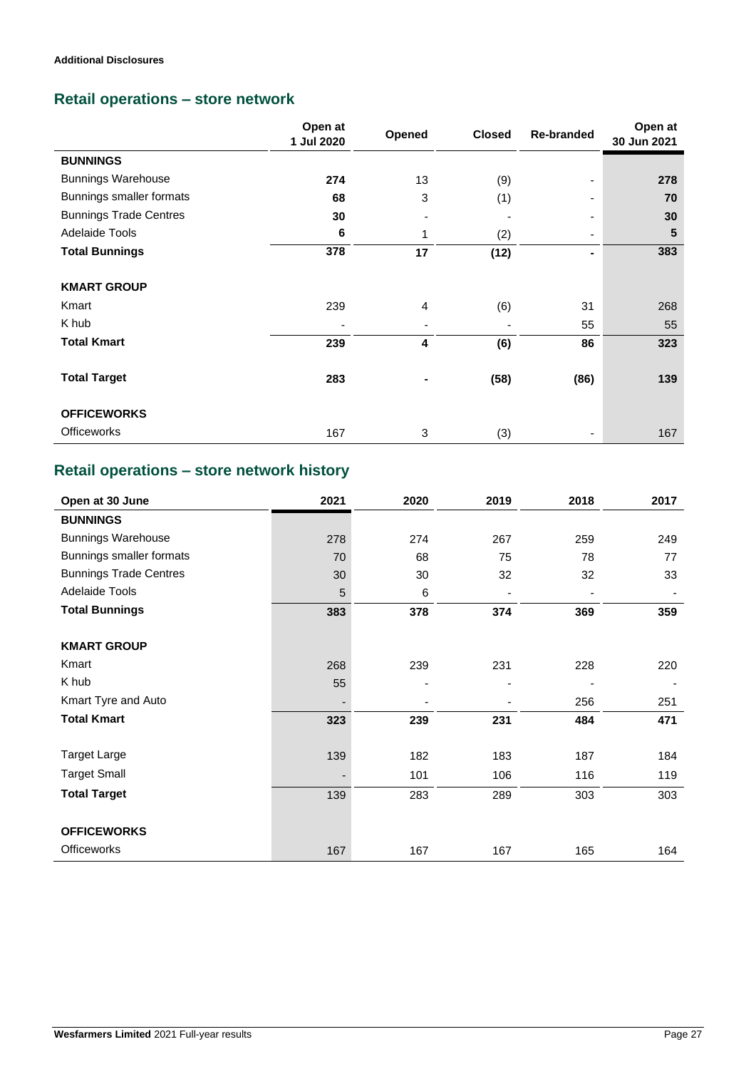**Additional Disclosures**

## Retail operations – store network

| | Open at 1 Jul 2020 | Opened | Closed | Re-branded | Open at 30 Jun 2021 |
|---|---|---|---|---|---|
| **BUNNINGS** | | | | | |
| Bunnings Warehouse | **274** | 13 | (9) | - | **278** |
| Bunnings smaller formats | **68** | 3 | (1) | - | **70** |
| Bunnings Trade Centres | **30** | - | - | - | **30** |
| Adelaide Tools | **6** | 1 | (2) | - | **5** |
| **Total Bunnings** | **378** | **17** | **(12)** | **-** | **383** |
| | | | | | |
| **KMART GROUP** | | | | | |
| Kmart | 239 | 4 | (6) | 31 | 268 |
| K hub | - | - | - | 55 | 55 |
| **Total Kmart** | **239** | **4** | **(6)** | **86** | **323** |
| | | | | | |
| **Total Target** | **283** | **-** | **(58)** | **(86)** | **139** |
| | | | | | |
| **OFFICEWORKS** | | | | | |
| Officeworks | 167 | 3 | (3) | - | 167 |

## Retail operations – store network history

| Open at 30 June | 2021 | 2020 | 2019 | 2018 | 2017 |
|---|---|---|---|---|---|
| **BUNNINGS** | | | | | |
| Bunnings Warehouse | 278 | 274 | 267 | 259 | 249 |
| Bunnings smaller formats | 70 | 68 | 75 | 78 | 77 |
| Bunnings Trade Centres | 30 | 30 | 32 | 32 | 33 |
| Adelaide Tools | 5 | 6 | - | - | - |
| **Total Bunnings** | **383** | **378** | **374** | **369** | **359** |
| | | | | | |
| **KMART GROUP** | | | | | |
| Kmart | 268 | 239 | 231 | 228 | 220 |
| K hub | 55 | - | - | - | - |
| Kmart Tyre and Auto | - | - | - | 256 | 251 |
| **Total Kmart** | **323** | **239** | **231** | **484** | **471** |
| | | | | | |
| Target Large | 139 | 182 | 183 | 187 | 184 |
| Target Small | - | 101 | 106 | 116 | 119 |
| **Total Target** | 139 | 283 | 289 | 303 | 303 |
| | | | | | |
| **OFFICEWORKS** | | | | | |
| Officeworks | 167 | 167 | 167 | 165 | 164 |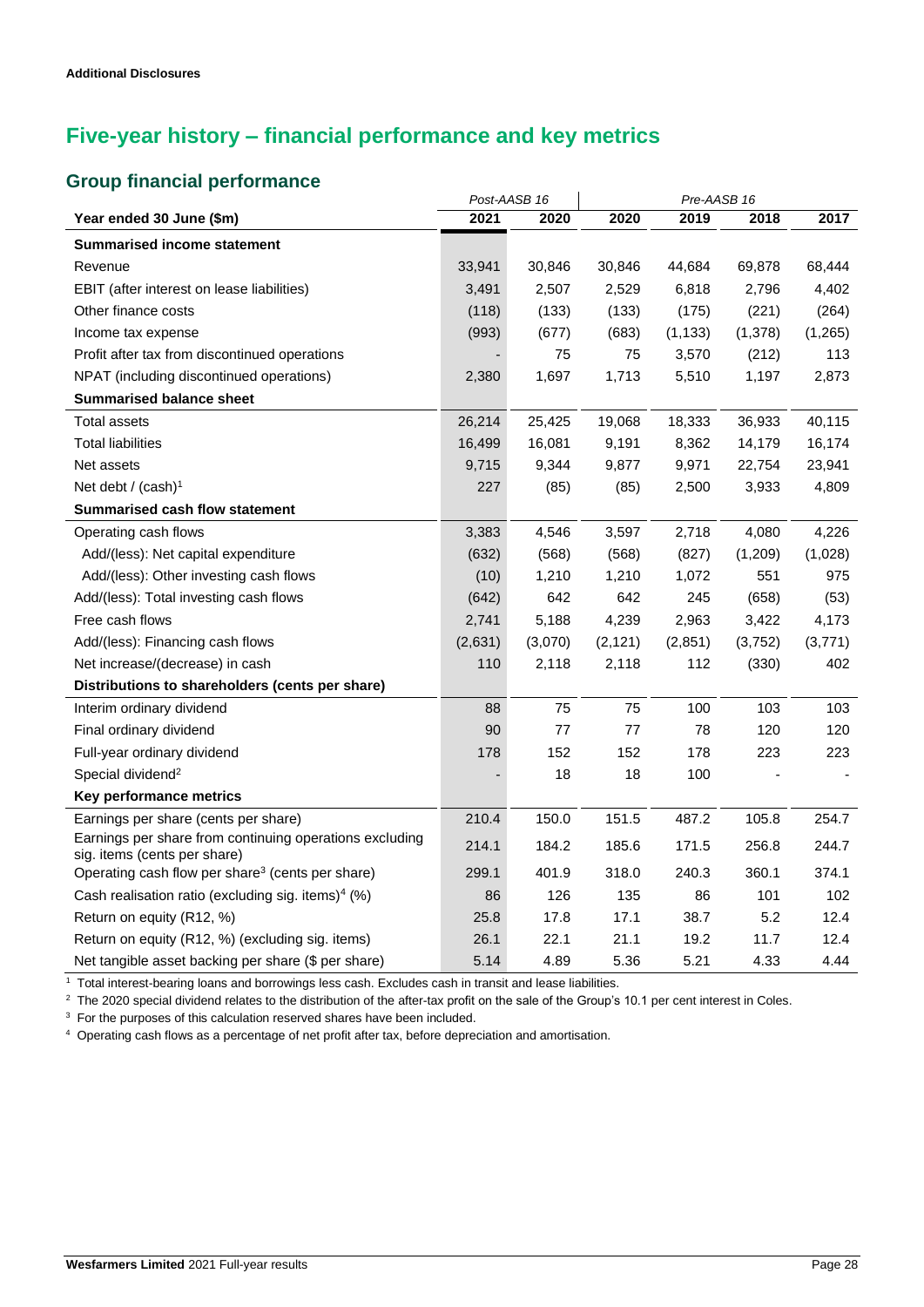**Additional Disclosures**

# Five-year history – financial performance and key metrics

## Group financial performance

| | *Post-AASB 16* | | *Pre-AASB 16* | | | |
|---|---|---|---|---|---|---|
| **Year ended 30 June ($m)** | **2021** | **2020** | **2020** | **2019** | **2018** | **2017** |
| **Summarised income statement** | | | | | | |
| Revenue | 33,941 | 30,846 | 30,846 | 44,684 | 69,878 | 68,444 |
| EBIT (after interest on lease liabilities) | 3,491 | 2,507 | 2,529 | 6,818 | 2,796 | 4,402 |
| Other finance costs | (118) | (133) | (133) | (175) | (221) | (264) |
| Income tax expense | (993) | (677) | (683) | (1,133) | (1,378) | (1,265) |
| Profit after tax from discontinued operations | - | 75 | 75 | 3,570 | (212) | 113 |
| NPAT (including discontinued operations) | 2,380 | 1,697 | 1,713 | 5,510 | 1,197 | 2,873 |
| **Summarised balance sheet** | | | | | | |
| Total assets | 26,214 | 25,425 | 19,068 | 18,333 | 36,933 | 40,115 |
| Total liabilities | 16,499 | 16,081 | 9,191 | 8,362 | 14,179 | 16,174 |
| Net assets | 9,715 | 9,344 | 9,877 | 9,971 | 22,754 | 23,941 |
| Net debt / (cash)[1] | 227 | (85) | (85) | 2,500 | 3,933 | 4,809 |
| **Summarised cash flow statement** | | | | | | |
| Operating cash flows | 3,383 | 4,546 | 3,597 | 2,718 | 4,080 | 4,226 |
| Add/(less): Net capital expenditure | (632) | (568) | (568) | (827) | (1,209) | (1,028) |
| Add/(less): Other investing cash flows | (10) | 1,210 | 1,210 | 1,072 | 551 | 975 |
| Add/(less): Total investing cash flows | (642) | 642 | 642 | 245 | (658) | (53) |
| Free cash flows | 2,741 | 5,188 | 4,239 | 2,963 | 3,422 | 4,173 |
| Add/(less): Financing cash flows | (2,631) | (3,070) | (2,121) | (2,851) | (3,752) | (3,771) |
| Net increase/(decrease) in cash | 110 | 2,118 | 2,118 | 112 | (330) | 402 |
| **Distributions to shareholders (cents per share)** | | | | | | |
| Interim ordinary dividend | 88 | 75 | 75 | 100 | 103 | 103 |
| Final ordinary dividend | 90 | 77 | 77 | 78 | 120 | 120 |
| Full-year ordinary dividend | 178 | 152 | 152 | 178 | 223 | 223 |
| Special dividend[2] | - | 18 | 18 | 100 | - | - |
| **Key performance metrics** | | | | | | |
| Earnings per share (cents per share) | 210.4 | 150.0 | 151.5 | 487.2 | 105.8 | 254.7 |
| Earnings per share from continuing operations excluding sig. items (cents per share) | 214.1 | 184.2 | 185.6 | 171.5 | 256.8 | 244.7 |
| Operating cash flow per share[3] (cents per share) | 299.1 | 401.9 | 318.0 | 240.3 | 360.1 | 374.1 |
| Cash realisation ratio (excluding sig. items)[4] (%) | 86 | 126 | 135 | 86 | 101 | 102 |
| Return on equity (R12, %) | 25.8 | 17.8 | 17.1 | 38.7 | 5.2 | 12.4 |
| Return on equity (R12, %) (excluding sig. items) | 26.1 | 22.1 | 21.1 | 19.2 | 11.7 | 12.4 |
| Net tangible asset backing per share ($ per share) | 5.14 | 4.89 | 5.36 | 5.21 | 4.33 | 4.44 |

[1] Total interest-bearing loans and borrowings less cash. Excludes cash in transit and lease liabilities.

[2] The 2020 special dividend relates to the distribution of the after-tax profit on the sale of the Group's 10.1 per cent interest in Coles.

[3] For the purposes of this calculation reserved shares have been included.

[4] Operating cash flows as a percentage of net profit after tax, before depreciation and amortisation.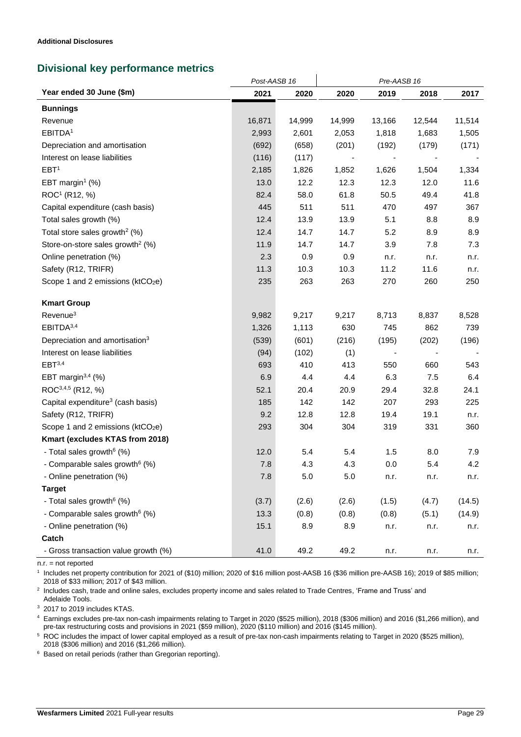**Additional Disclosures**

## Divisional key performance metrics

| Year ended 30 June ($m) | Post-AASB 16 | | Pre-AASB 16 | | | |
|---|---|---|---|---|---|---|
| | 2021 | 2020 | 2020 | 2019 | 2018 | 2017 |
| **Bunnings** | | | | | | |
| Revenue | 16,871 | 14,999 | 14,999 | 13,166 | 12,544 | 11,514 |
| EBITDA[1] | 2,993 | 2,601 | 2,053 | 1,818 | 1,683 | 1,505 |
| Depreciation and amortisation | (692) | (658) | (201) | (192) | (179) | (171) |
| Interest on lease liabilities | (116) | (117) | - | - | - | - |
| EBT[1] | 2,185 | 1,826 | 1,852 | 1,626 | 1,504 | 1,334 |
| EBT margin[1] (%) | 13.0 | 12.2 | 12.3 | 12.3 | 12.0 | 11.6 |
| ROC[1] (R12, %) | 82.4 | 58.0 | 61.8 | 50.5 | 49.4 | 41.8 |
| Capital expenditure (cash basis) | 445 | 511 | 511 | 470 | 497 | 367 |
| Total sales growth (%) | 12.4 | 13.9 | 13.9 | 5.1 | 8.8 | 8.9 |
| Total store sales growth[2] (%) | 12.4 | 14.7 | 14.7 | 5.2 | 8.9 | 8.9 |
| Store-on-store sales growth[2] (%) | 11.9 | 14.7 | 14.7 | 3.9 | 7.8 | 7.3 |
| Online penetration (%) | 2.3 | 0.9 | 0.9 | n.r. | n.r. | n.r. |
| Safety (R12, TRIFR) | 11.3 | 10.3 | 10.3 | 11.2 | 11.6 | n.r. |
| Scope 1 and 2 emissions ($ktCO_2e$) | 235 | 263 | 263 | 270 | 260 | 250 |
| **Kmart Group** | | | | | | |
| Revenue[3] | 9,982 | 9,217 | 9,217 | 8,713 | 8,837 | 8,528 |
| EBITDA[3,4] | 1,326 | 1,113 | 630 | 745 | 862 | 739 |
| Depreciation and amortisation[3] | (539) | (601) | (216) | (195) | (202) | (196) |
| Interest on lease liabilities | (94) | (102) | (1) | - | - | - |
| EBT[3,4] | 693 | 410 | 413 | 550 | 660 | 543 |
| EBT margin[3,4] (%) | 6.9 | 4.4 | 4.4 | 6.3 | 7.5 | 6.4 |
| ROC[3,4,5] (R12, %) | 52.1 | 20.4 | 20.9 | 29.4 | 32.8 | 24.1 |
| Capital expenditure[3] (cash basis) | 185 | 142 | 142 | 207 | 293 | 225 |
| Safety (R12, TRIFR) | 9.2 | 12.8 | 12.8 | 19.4 | 19.1 | n.r. |
| Scope 1 and 2 emissions ($ktCO_2e$) | 293 | 304 | 304 | 319 | 331 | 360 |
| **Kmart (excludes KTAS from 2018)** | | | | | | |
| - Total sales growth[6] (%) | 12.0 | 5.4 | 5.4 | 1.5 | 8.0 | 7.9 |
| - Comparable sales growth[6] (%) | 7.8 | 4.3 | 4.3 | 0.0 | 5.4 | 4.2 |
| - Online penetration (%) | 7.8 | 5.0 | 5.0 | n.r. | n.r. | n.r. |
| **Target** | | | | | | |
| - Total sales growth[6] (%) | (3.7) | (2.6) | (2.6) | (1.5) | (4.7) | (14.5) |
| - Comparable sales growth[6] (%) | 13.3 | (0.8) | (0.8) | (0.8) | (5.1) | (14.9) |
| - Online penetration (%) | 15.1 | 8.9 | 8.9 | n.r. | n.r. | n.r. |
| **Catch** | | | | | | |
| - Gross transaction value growth (%) | 41.0 | 49.2 | 49.2 | n.r. | n.r. | n.r. |

n.r. = not reported

[1] Includes net property contribution for 2021 of ($10) million; 2020 of $16 million post-AASB 16 ($36 million pre-AASB 16); 2019 of $85 million; 2018 of $33 million; 2017 of $43 million.

[2] Includes cash, trade and online sales, excludes property income and sales related to Trade Centres, 'Frame and Truss' and Adelaide Tools.

[3] 2017 to 2019 includes KTAS.

[4] Earnings excludes pre-tax non-cash impairments relating to Target in 2020 ($525 million), 2018 ($306 million) and 2016 ($1,266 million), and pre-tax restructuring costs and provisions in 2021 ($59 million), 2020 ($110 million) and 2016 ($145 million).

[5] ROC includes the impact of lower capital employed as a result of pre-tax non-cash impairments relating to Target in 2020 ($525 million), 2018 ($306 million) and 2016 ($1,266 million).

[6] Based on retail periods (rather than Gregorian reporting).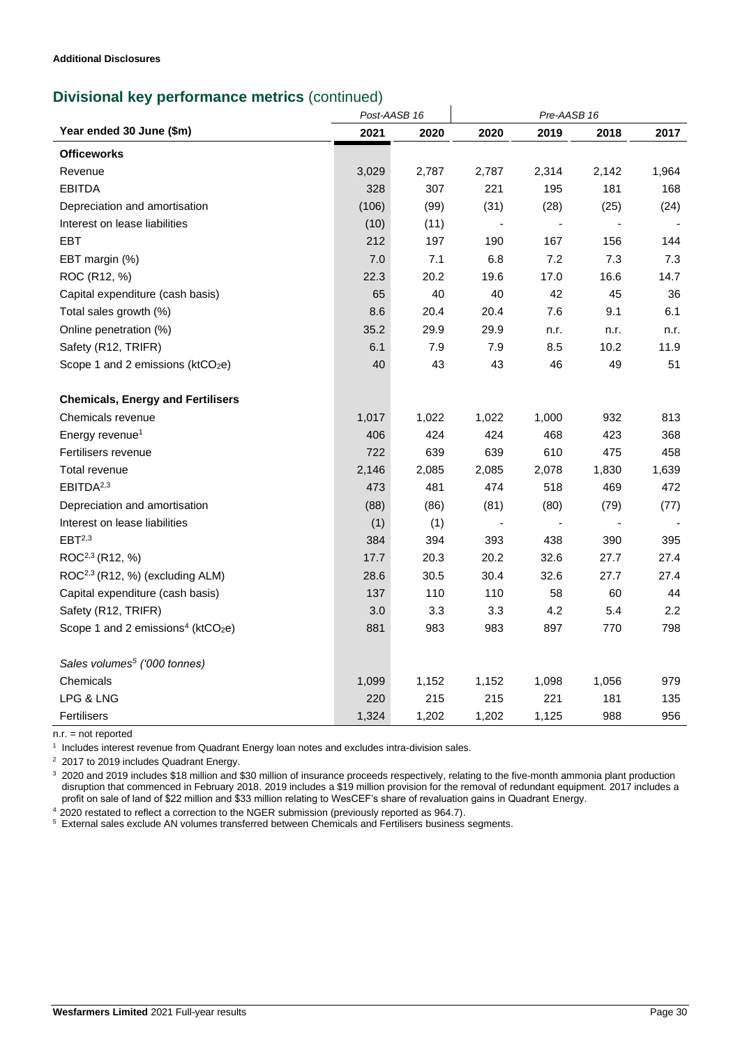**Additional Disclosures**

## Divisional key performance metrics (continued)

| | Post-AASB 16 | | Pre-AASB 16 | | | |
|---|---|---|---|---|---|---|
| **Year ended 30 June ($m)** | **2021** | **2020** | **2020** | **2019** | **2018** | **2017** |
| **Officeworks** | | | | | | |
| Revenue | 3,029 | 2,787 | 2,787 | 2,314 | 2,142 | 1,964 |
| EBITDA | 328 | 307 | 221 | 195 | 181 | 168 |
| Depreciation and amortisation | (106) | (99) | (31) | (28) | (25) | (24) |
| Interest on lease liabilities | (10) | (11) | - | - | - | - |
| EBT | 212 | 197 | 190 | 167 | 156 | 144 |
| EBT margin (%) | 7.0 | 7.1 | 6.8 | 7.2 | 7.3 | 7.3 |
| ROC (R12, %) | 22.3 | 20.2 | 19.6 | 17.0 | 16.6 | 14.7 |
| Capital expenditure (cash basis) | 65 | 40 | 40 | 42 | 45 | 36 |
| Total sales growth (%) | 8.6 | 20.4 | 20.4 | 7.6 | 9.1 | 6.1 |
| Online penetration (%) | 35.2 | 29.9 | 29.9 | n.r. | n.r. | n.r. |
| Safety (R12, TRIFR) | 6.1 | 7.9 | 7.9 | 8.5 | 10.2 | 11.9 |
| Scope 1 and 2 emissions (ktCO$_2$e) | 40 | 43 | 43 | 46 | 49 | 51 |
| | | | | | | |
| **Chemicals, Energy and Fertilisers** | | | | | | |
| Chemicals revenue | 1,017 | 1,022 | 1,022 | 1,000 | 932 | 813 |
| Energy revenue[1] | 406 | 424 | 424 | 468 | 423 | 368 |
| Fertilisers revenue | 722 | 639 | 639 | 610 | 475 | 458 |
| Total revenue | 2,146 | 2,085 | 2,085 | 2,078 | 1,830 | 1,639 |
| EBITDA[2,3] | 473 | 481 | 474 | 518 | 469 | 472 |
| Depreciation and amortisation | (88) | (86) | (81) | (80) | (79) | (77) |
| Interest on lease liabilities | (1) | (1) | - | - | - | - |
| EBT[2,3] | 384 | 394 | 393 | 438 | 390 | 395 |
| ROC[2,3] (R12, %) | 17.7 | 20.3 | 20.2 | 32.6 | 27.7 | 27.4 |
| ROC[2,3] (R12, %) (excluding ALM) | 28.6 | 30.5 | 30.4 | 32.6 | 27.7 | 27.4 |
| Capital expenditure (cash basis) | 137 | 110 | 110 | 58 | 60 | 44 |
| Safety (R12, TRIFR) | 3.0 | 3.3 | 3.3 | 4.2 | 5.4 | 2.2 |
| Scope 1 and 2 emissions[4] (ktCO$_2$e) | 881 | 983 | 983 | 897 | 770 | 798 |
| | | | | | | |
| *Sales volumes[5] ('000 tonnes)* | | | | | | |
| Chemicals | 1,099 | 1,152 | 1,152 | 1,098 | 1,056 | 979 |
| LPG & LNG | 220 | 215 | 215 | 221 | 181 | 135 |
| Fertilisers | 1,324 | 1,202 | 1,202 | 1,125 | 988 | 956 |

n.r. = not reported

[1] Includes interest revenue from Quadrant Energy loan notes and excludes intra-division sales.

[2] 2017 to 2019 includes Quadrant Energy.

[3] 2020 and 2019 includes $18 million and $30 million of insurance proceeds respectively, relating to the five-month ammonia plant production disruption that commenced in February 2018. 2019 includes a $19 million provision for the removal of redundant equipment. 2017 includes a profit on sale of land of $22 million and $33 million relating to WesCEF's share of revaluation gains in Quadrant Energy.

[4] 2020 restated to reflect a correction to the NGER submission (previously reported as 964.7).

[5] External sales exclude AN volumes transferred between Chemicals and Fertilisers business segments.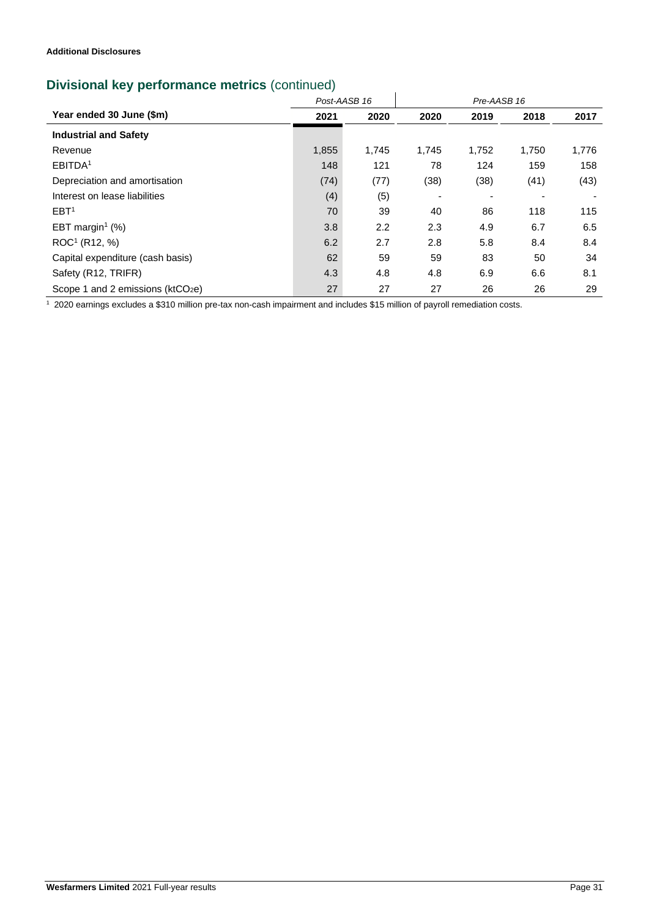**Additional Disclosures**

## Divisional key performance metrics (continued)

| | Post-AASB 16 | | Pre-AASB 16 | | | |
|---|---|---|---|---|---|---|
| **Year ended 30 June ($m)** | **2021** | **2020** | **2020** | **2019** | **2018** | **2017** |
| **Industrial and Safety** | | | | | | |
| Revenue | 1,855 | 1,745 | 1,745 | 1,752 | 1,750 | 1,776 |
| EBITDA[1] | 148 | 121 | 78 | 124 | 159 | 158 |
| Depreciation and amortisation | (74) | (77) | (38) | (38) | (41) | (43) |
| Interest on lease liabilities | (4) | (5) | - | - | - | - |
| EBT[1] | 70 | 39 | 40 | 86 | 118 | 115 |
| EBT margin[1] (%) | 3.8 | 2.2 | 2.3 | 4.9 | 6.7 | 6.5 |
| ROC[1] (R12, %) | 6.2 | 2.7 | 2.8 | 5.8 | 8.4 | 8.4 |
| Capital expenditure (cash basis) | 62 | 59 | 59 | 83 | 50 | 34 |
| Safety (R12, TRIFR) | 4.3 | 4.8 | 4.8 | 6.9 | 6.6 | 8.1 |
| Scope 1 and 2 emissions (kt$CO_2$e) | 27 | 27 | 27 | 26 | 26 | 29 |

[1] 2020 earnings excludes a $310 million pre-tax non-cash impairment and includes $15 million of payroll remediation costs.